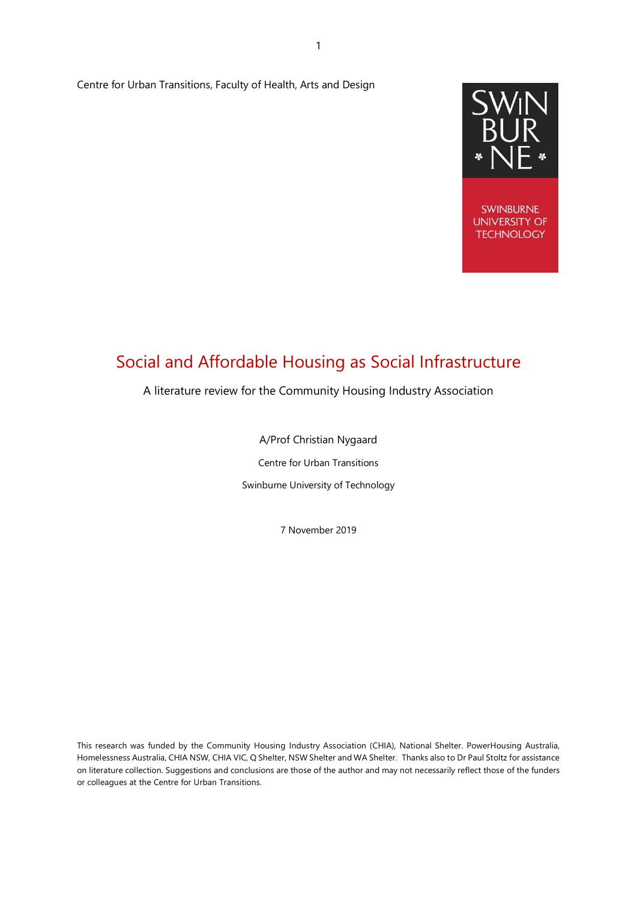Centre for Urban Transitions, Faculty of Health, Arts and Design

SWINBURNE UNIVERSITY OF TECHNOLOGY

# Social and Affordable Housing as Social Infrastructure

A literature review for the Community Housing Industry Association

A/Prof Christian Nygaard

Centre for Urban Transitions

Swinburne University of Technology

7 November 2019

This research was funded by the Community Housing Industry Association (CHIA), National Shelter. PowerHousing Australia, Homelessness Australia, CHIA NSW, CHIA VIC, Q Shelter, NSW Shelter and WA Shelter. Thanks also to Dr Paul Stoltz for assistance on literature collection. Suggestions and conclusions are those of the author and may not necessarily reflect those of the funders or colleagues at the Centre for Urban Transitions.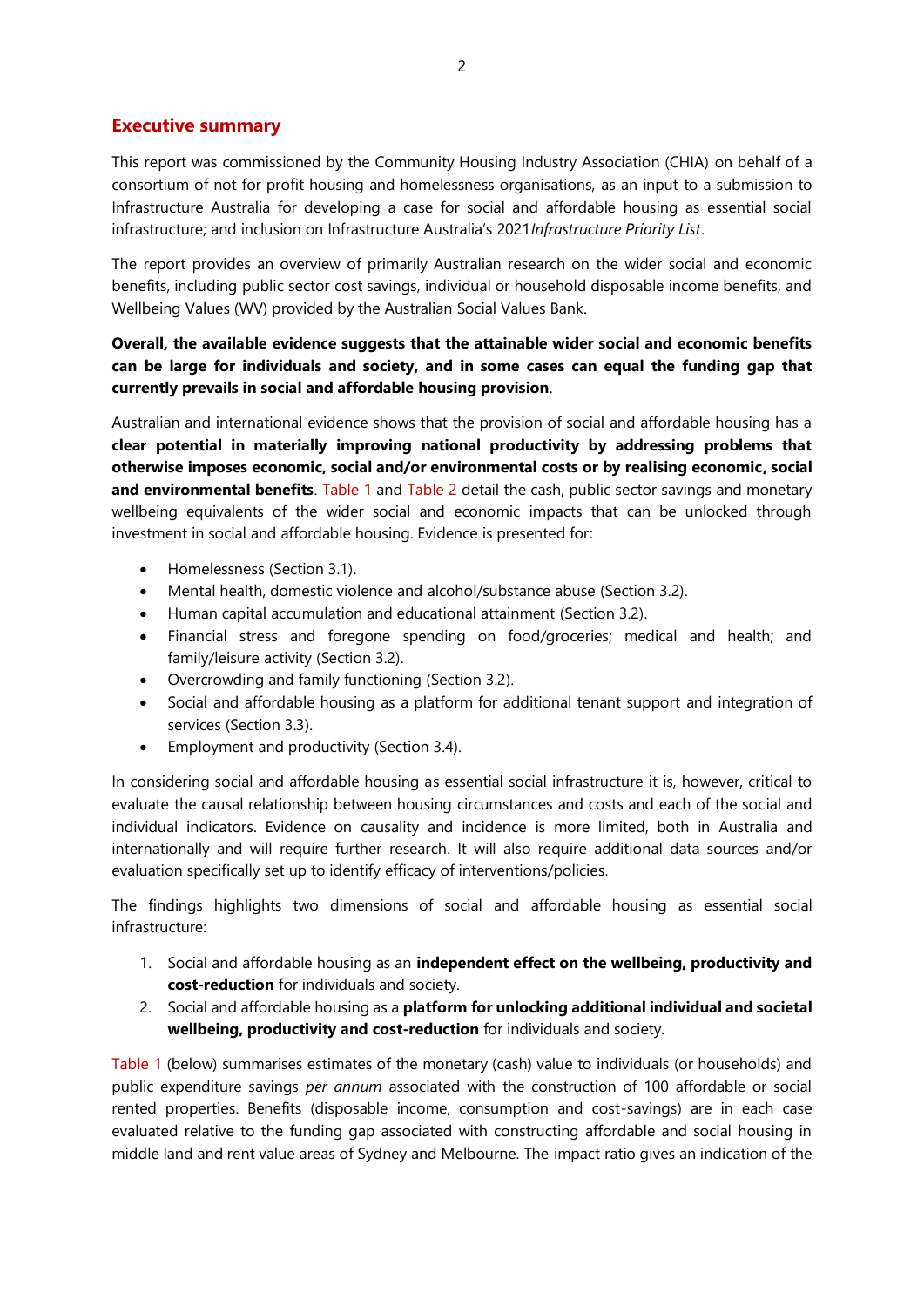## Executive summary

This report was commissioned by the Community Housing Industry Association (CHIA) on behalf of a consortium of not for profit housing and homelessness organisations, as an input to a submission to Infrastructure Australia for developing a case for social and affordable housing as essential social infrastructure; and inclusion on Infrastructure Australia's 2021*Infrastructure Priority List*.

The report provides an overview of primarily Australian research on the wider social and economic benefits, including public sector cost savings, individual or household disposable income benefits, and Wellbeing Values (WV) provided by the Australian Social Values Bank.

**Overall, the available evidence suggests that the attainable wider social and economic benefits can be large for individuals and society, and in some cases can equal the funding gap that currently prevails in social and affordable housing provision**.

Australian and international evidence shows that the provision of social and affordable housing has a **clear potential in materially improving national productivity by addressing problems that otherwise imposes economic, social and/or environmental costs or by realising economic, social and environmental benefits**. Table 1 and Table 2 detail the cash, public sector savings and monetary wellbeing equivalents of the wider social and economic impacts that can be unlocked through investment in social and affordable housing. Evidence is presented for:

- Homelessness (Section 3.1).
- Mental health, domestic violence and alcohol/substance abuse (Section 3.2).
- Human capital accumulation and educational attainment (Section 3.2).
- Financial stress and foregone spending on food/groceries; medical and health; and family/leisure activity (Section 3.2).
- Overcrowding and family functioning (Section 3.2).
- Social and affordable housing as a platform for additional tenant support and integration of services (Section 3.3).
- Employment and productivity (Section 3.4).

In considering social and affordable housing as essential social infrastructure it is, however, critical to evaluate the causal relationship between housing circumstances and costs and each of the social and individual indicators. Evidence on causality and incidence is more limited, both in Australia and internationally and will require further research. It will also require additional data sources and/or evaluation specifically set up to identify efficacy of interventions/policies.

The findings highlights two dimensions of social and affordable housing as essential social infrastructure:

1. Social and affordable housing as an **independent effect on the wellbeing, productivity and cost-reduction** for individuals and society.
2. Social and affordable housing as a **platform for unlocking additional individual and societal wellbeing, productivity and cost-reduction** for individuals and society.

Table 1 (below) summarises estimates of the monetary (cash) value to individuals (or households) and public expenditure savings *per annum* associated with the construction of 100 affordable or social rented properties. Benefits (disposable income, consumption and cost-savings) are in each case evaluated relative to the funding gap associated with constructing affordable and social housing in middle land and rent value areas of Sydney and Melbourne. The impact ratio gives an indication of the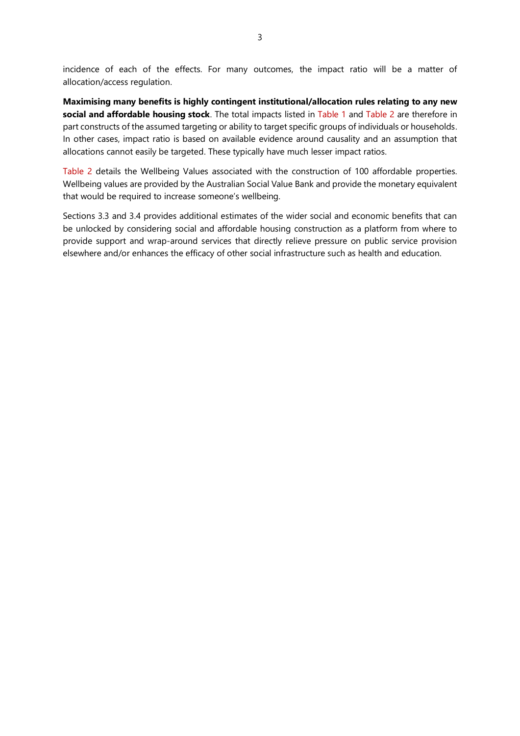incidence of each of the effects. For many outcomes, the impact ratio will be a matter of allocation/access regulation.

**Maximising many benefits is highly contingent institutional/allocation rules relating to any new social and affordable housing stock**. The total impacts listed in Table 1 and Table 2 are therefore in part constructs of the assumed targeting or ability to target specific groups of individuals or households. In other cases, impact ratio is based on available evidence around causality and an assumption that allocations cannot easily be targeted. These typically have much lesser impact ratios.

Table 2 details the Wellbeing Values associated with the construction of 100 affordable properties. Wellbeing values are provided by the Australian Social Value Bank and provide the monetary equivalent that would be required to increase someone's wellbeing.

Sections 3.3 and 3.4 provides additional estimates of the wider social and economic benefits that can be unlocked by considering social and affordable housing construction as a platform from where to provide support and wrap-around services that directly relieve pressure on public service provision elsewhere and/or enhances the efficacy of other social infrastructure such as health and education.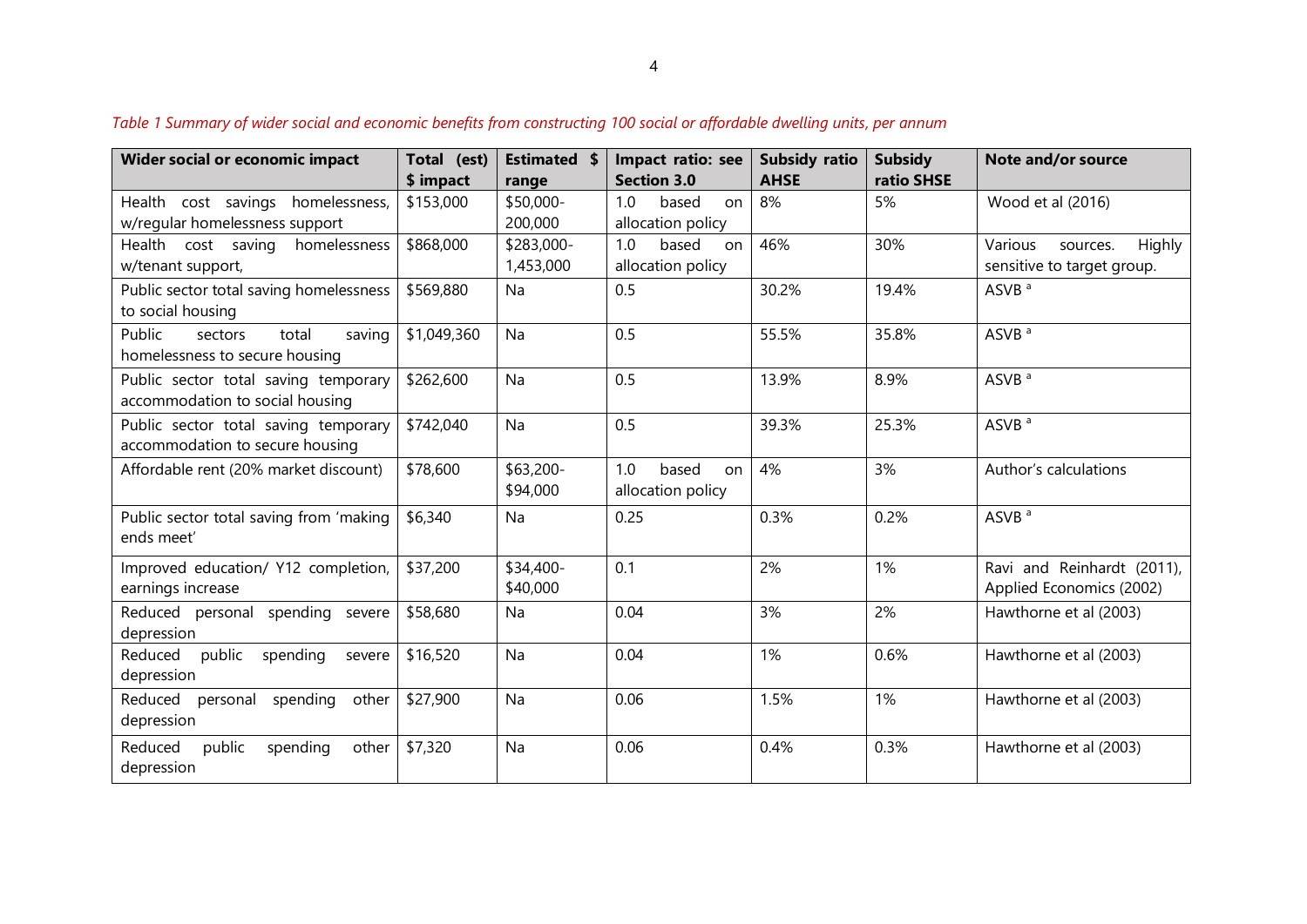*Table 1 Summary of wider social and economic benefits from constructing 100 social or affordable dwelling units, per annum*

| Wider social or economic impact | Total (est) $ impact | Estimated $ range | Impact ratio: see Section 3.0 | Subsidy ratio AHSE | Subsidy ratio SHSE | Note and/or source |
|---|---|---|---|---|---|---|
| Health cost savings homelessness, w/regular homelessness support | $153,000 | $50,000-200,000 | 1.0 based on allocation policy | 8% | 5% | Wood et al (2016) |
| Health cost saving homelessness w/tenant support, | $868,000 | $283,000-1,453,000 | 1.0 based on allocation policy | 46% | 30% | Various sources. Highly sensitive to target group. |
| Public sector total saving homelessness to social housing | $569,880 | Na | 0.5 | 30.2% | 19.4% | ASVB [a] |
| Public sectors total saving homelessness to secure housing | $1,049,360 | Na | 0.5 | 55.5% | 35.8% | ASVB [a] |
| Public sector total saving temporary accommodation to social housing | $262,600 | Na | 0.5 | 13.9% | 8.9% | ASVB [a] |
| Public sector total saving temporary accommodation to secure housing | $742,040 | Na | 0.5 | 39.3% | 25.3% | ASVB [a] |
| Affordable rent (20% market discount) | $78,600 | $63,200-$94,000 | 1.0 based on allocation policy | 4% | 3% | Author's calculations |
| Public sector total saving from 'making ends meet' | $6,340 | Na | 0.25 | 0.3% | 0.2% | ASVB [a] |
| Improved education/ Y12 completion, earnings increase | $37,200 | $34,400-$40,000 | 0.1 | 2% | 1% | Ravi and Reinhardt (2011), Applied Economics (2002) |
| Reduced personal spending severe depression | $58,680 | Na | 0.04 | 3% | 2% | Hawthorne et al (2003) |
| Reduced public spending severe depression | $16,520 | Na | 0.04 | 1% | 0.6% | Hawthorne et al (2003) |
| Reduced personal spending other depression | $27,900 | Na | 0.06 | 1.5% | 1% | Hawthorne et al (2003) |
| Reduced public spending other depression | $7,320 | Na | 0.06 | 0.4% | 0.3% | Hawthorne et al (2003) |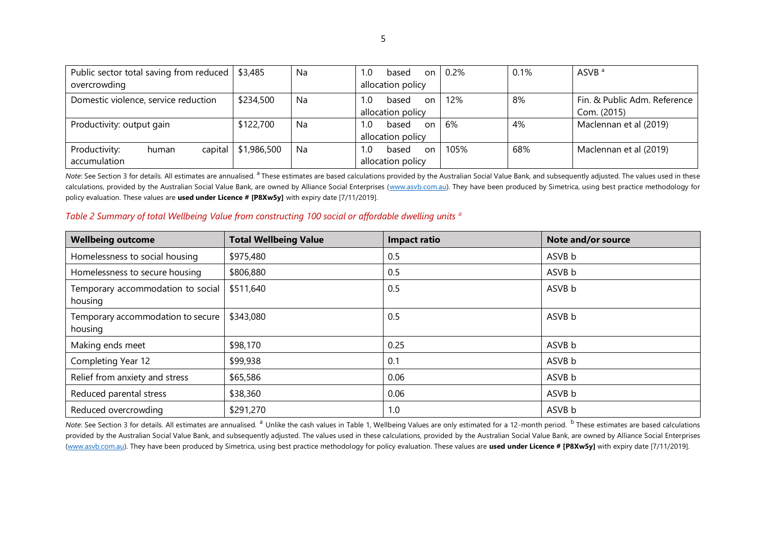| | | | | | | |
|---|---|---|---|---|---|---|
| Public sector total saving from reduced overcrowding | $3,485 | Na | 1.0 based on allocation policy | 0.2% | 0.1% | ASVB [a] |
| Domestic violence, service reduction | $234,500 | Na | 1.0 based on allocation policy | 12% | 8% | Fin. & Public Adm. Reference Com. (2015) |
| Productivity: output gain | $122,700 | Na | 1.0 based on allocation policy | 6% | 4% | Maclennan et al (2019) |
| Productivity: human capital accumulation | $1,986,500 | Na | 1.0 based on allocation policy | 105% | 68% | Maclennan et al (2019) |

*Note*: See Section 3 for details. All estimates are annualised. [a] These estimates are based calculations provided by the Australian Social Value Bank, and subsequently adjusted. The values used in these calculations, provided by the Australian Social Value Bank, are owned by Alliance Social Enterprises (www.asvb.com.au). They have been produced by Simetrica, using best practice methodology for policy evaluation. These values are **used under Licence # [P8Xw5y]** with expiry date [7/11/2019].

*Table 2 Summary of total Wellbeing Value from constructing 100 social or affordable dwelling units [a]*

| Wellbeing outcome | Total Wellbeing Value | Impact ratio | Note and/or source |
|---|---|---|---|
| Homelessness to social housing | $975,480 | 0.5 | ASVB b |
| Homelessness to secure housing | $806,880 | 0.5 | ASVB b |
| Temporary accommodation to social housing | $511,640 | 0.5 | ASVB b |
| Temporary accommodation to secure housing | $343,080 | 0.5 | ASVB b |
| Making ends meet | $98,170 | 0.25 | ASVB b |
| Completing Year 12 | $99,938 | 0.1 | ASVB b |
| Relief from anxiety and stress | $65,586 | 0.06 | ASVB b |
| Reduced parental stress | $38,360 | 0.06 | ASVB b |
| Reduced overcrowding | $291,270 | 1.0 | ASVB b |

*Note*: See Section 3 for details. All estimates are annualised. [a] Unlike the cash values in Table 1, Wellbeing Values are only estimated for a 12-month period. [b] These estimates are based calculations provided by the Australian Social Value Bank, and subsequently adjusted. The values used in these calculations, provided by the Australian Social Value Bank, are owned by Alliance Social Enterprises (www.asvb.com.au). They have been produced by Simetrica, using best practice methodology for policy evaluation. These values are **used under Licence # [P8Xw5y]** with expiry date [7/11/2019].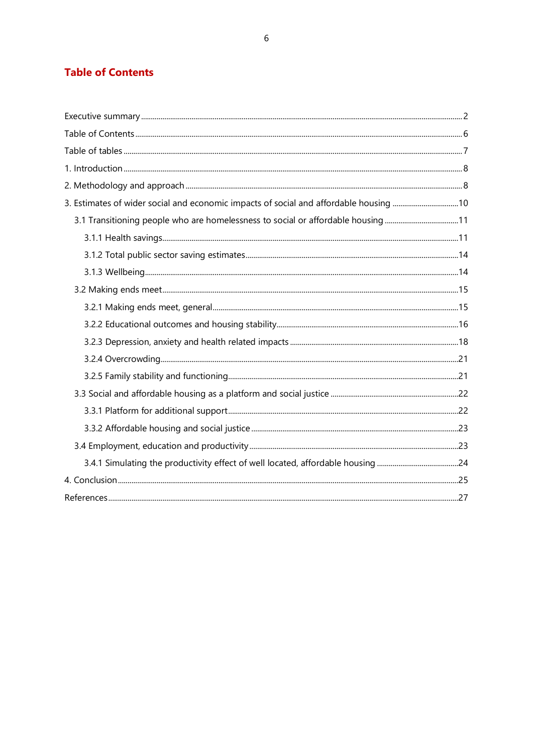# Table of Contents

Executive summary ..... 2
Table of Contents ..... 6
Table of tables ..... 7
1. Introduction ..... 8
2. Methodology and approach ..... 8
3. Estimates of wider social and economic impacts of social and affordable housing ..... 10
   - 3.1 Transitioning people who are homelessness to social or affordable housing ..... 11
     - 3.1.1 Health savings ..... 11
     - 3.1.2 Total public sector saving estimates ..... 14
     - 3.1.3 Wellbeing ..... 14
   - 3.2 Making ends meet ..... 15
     - 3.2.1 Making ends meet, general ..... 15
     - 3.2.2 Educational outcomes and housing stability ..... 16
     - 3.2.3 Depression, anxiety and health related impacts ..... 18
     - 3.2.4 Overcrowding ..... 21
     - 3.2.5 Family stability and functioning ..... 21
   - 3.3 Social and affordable housing as a platform and social justice ..... 22
     - 3.3.1 Platform for additional support ..... 22
     - 3.3.2 Affordable housing and social justice ..... 23
   - 3.4 Employment, education and productivity ..... 23
     - 3.4.1 Simulating the productivity effect of well located, affordable housing ..... 24

4. Conclusion ..... 25
References ..... 27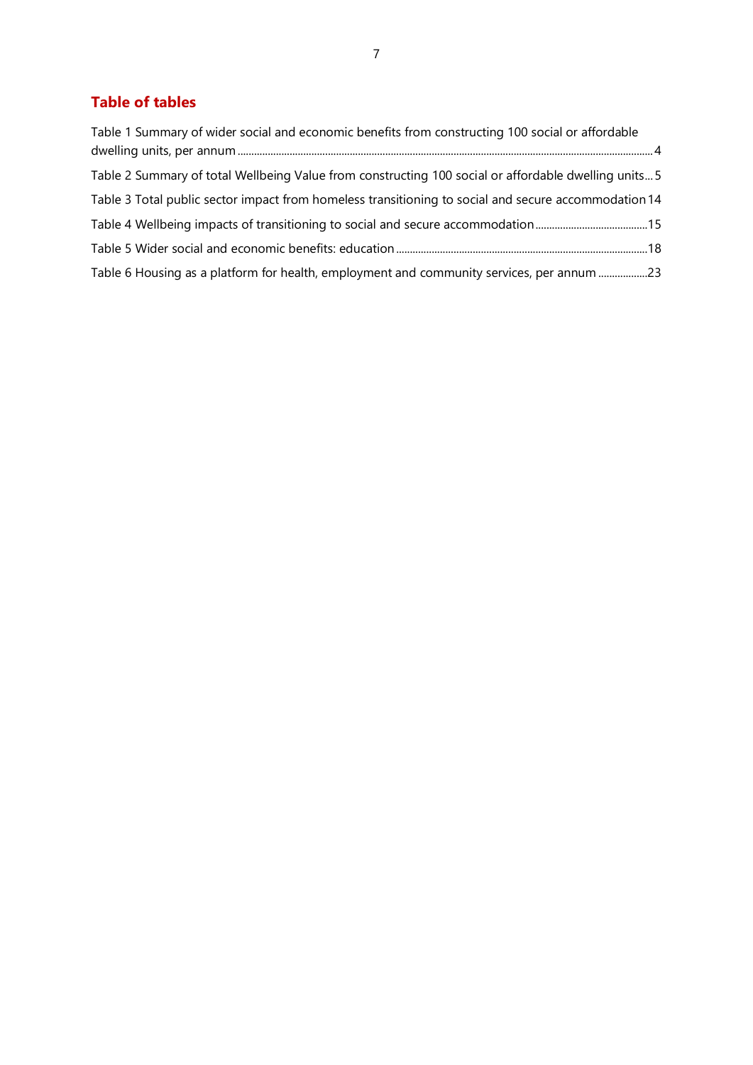## Table of tables

Table 1 Summary of wider social and economic benefits from constructing 100 social or affordable dwelling units, per annum ... 4

Table 2 Summary of total Wellbeing Value from constructing 100 social or affordable dwelling units... 5

Table 3 Total public sector impact from homeless transitioning to social and secure accommodation 14

Table 4 Wellbeing impacts of transitioning to social and secure accommodation ... 15

Table 5 Wider social and economic benefits: education ... 18

Table 6 Housing as a platform for health, employment and community services, per annum ... 23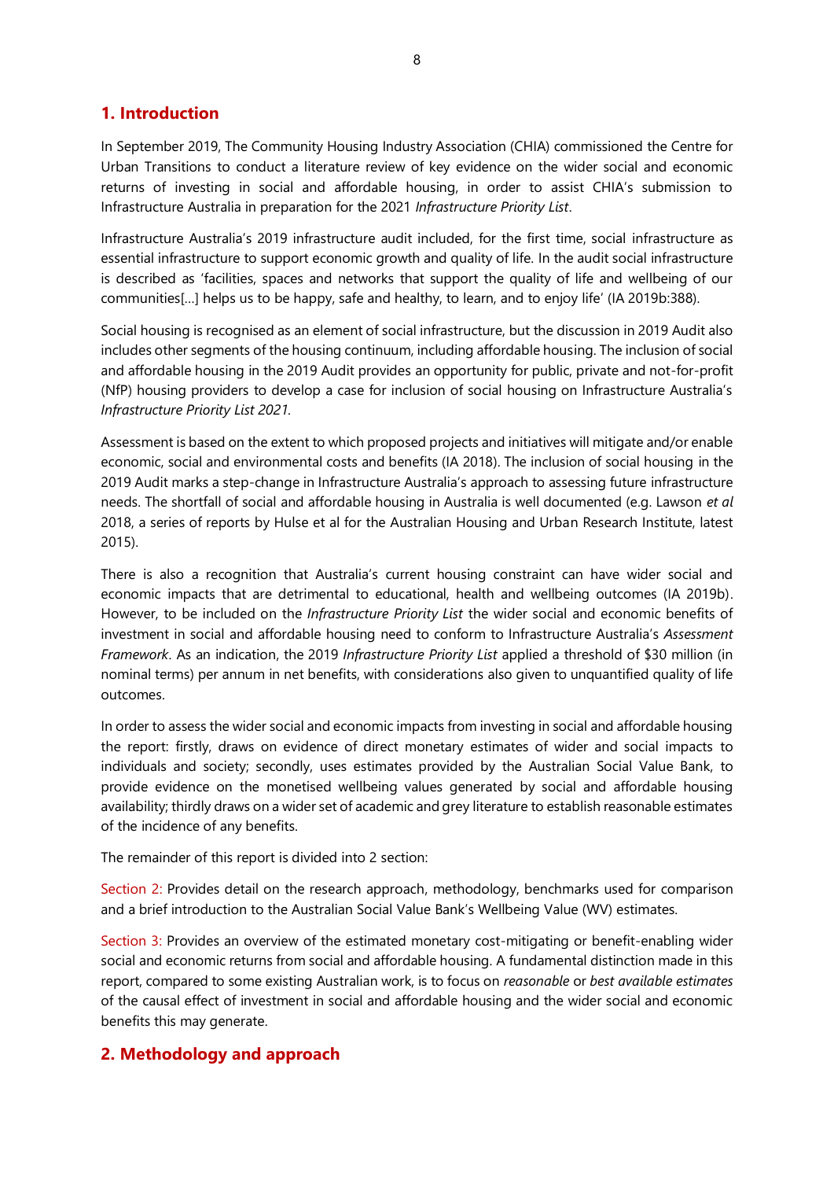## 1. Introduction

In September 2019, The Community Housing Industry Association (CHIA) commissioned the Centre for Urban Transitions to conduct a literature review of key evidence on the wider social and economic returns of investing in social and affordable housing, in order to assist CHIA's submission to Infrastructure Australia in preparation for the 2021 *Infrastructure Priority List*.

Infrastructure Australia's 2019 infrastructure audit included, for the first time, social infrastructure as essential infrastructure to support economic growth and quality of life. In the audit social infrastructure is described as 'facilities, spaces and networks that support the quality of life and wellbeing of our communities[…] helps us to be happy, safe and healthy, to learn, and to enjoy life' (IA 2019b:388).

Social housing is recognised as an element of social infrastructure, but the discussion in 2019 Audit also includes other segments of the housing continuum, including affordable housing. The inclusion of social and affordable housing in the 2019 Audit provides an opportunity for public, private and not-for-profit (NfP) housing providers to develop a case for inclusion of social housing on Infrastructure Australia's *Infrastructure Priority List 2021.*

Assessment is based on the extent to which proposed projects and initiatives will mitigate and/or enable economic, social and environmental costs and benefits (IA 2018). The inclusion of social housing in the 2019 Audit marks a step-change in Infrastructure Australia's approach to assessing future infrastructure needs. The shortfall of social and affordable housing in Australia is well documented (e.g. Lawson *et al* 2018, a series of reports by Hulse et al for the Australian Housing and Urban Research Institute, latest 2015).

There is also a recognition that Australia's current housing constraint can have wider social and economic impacts that are detrimental to educational, health and wellbeing outcomes (IA 2019b). However, to be included on the *Infrastructure Priority List* the wider social and economic benefits of investment in social and affordable housing need to conform to Infrastructure Australia's *Assessment Framework*. As an indication, the 2019 *Infrastructure Priority List* applied a threshold of $30 million (in nominal terms) per annum in net benefits, with considerations also given to unquantified quality of life outcomes.

In order to assess the wider social and economic impacts from investing in social and affordable housing the report: firstly, draws on evidence of direct monetary estimates of wider and social impacts to individuals and society; secondly, uses estimates provided by the Australian Social Value Bank, to provide evidence on the monetised wellbeing values generated by social and affordable housing availability; thirdly draws on a wider set of academic and grey literature to establish reasonable estimates of the incidence of any benefits.

The remainder of this report is divided into 2 section:

Section 2: Provides detail on the research approach, methodology, benchmarks used for comparison and a brief introduction to the Australian Social Value Bank's Wellbeing Value (WV) estimates.

Section 3: Provides an overview of the estimated monetary cost-mitigating or benefit-enabling wider social and economic returns from social and affordable housing. A fundamental distinction made in this report, compared to some existing Australian work, is to focus on *reasonable* or *best available estimates* of the causal effect of investment in social and affordable housing and the wider social and economic benefits this may generate.

## 2. Methodology and approach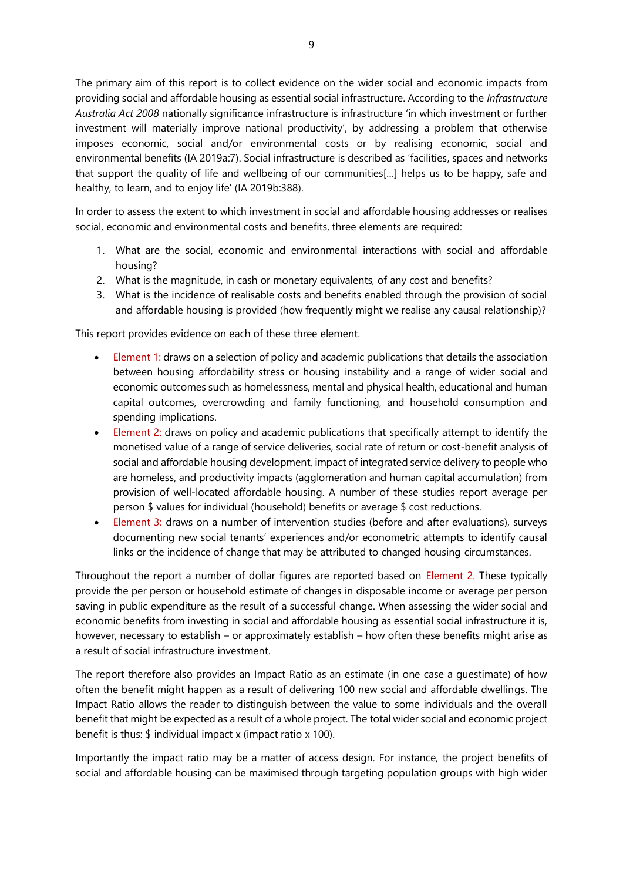The primary aim of this report is to collect evidence on the wider social and economic impacts from providing social and affordable housing as essential social infrastructure. According to the *Infrastructure Australia Act 2008* nationally significance infrastructure is infrastructure 'in which investment or further investment will materially improve national productivity', by addressing a problem that otherwise imposes economic, social and/or environmental costs or by realising economic, social and environmental benefits (IA 2019a:7). Social infrastructure is described as 'facilities, spaces and networks that support the quality of life and wellbeing of our communities[…] helps us to be happy, safe and healthy, to learn, and to enjoy life' (IA 2019b:388).

In order to assess the extent to which investment in social and affordable housing addresses or realises social, economic and environmental costs and benefits, three elements are required:

1. What are the social, economic and environmental interactions with social and affordable housing?
2. What is the magnitude, in cash or monetary equivalents, of any cost and benefits?
3. What is the incidence of realisable costs and benefits enabled through the provision of social and affordable housing is provided (how frequently might we realise any causal relationship)?

This report provides evidence on each of these three element.

- Element 1: draws on a selection of policy and academic publications that details the association between housing affordability stress or housing instability and a range of wider social and economic outcomes such as homelessness, mental and physical health, educational and human capital outcomes, overcrowding and family functioning, and household consumption and spending implications.
- Element 2: draws on policy and academic publications that specifically attempt to identify the monetised value of a range of service deliveries, social rate of return or cost-benefit analysis of social and affordable housing development, impact of integrated service delivery to people who are homeless, and productivity impacts (agglomeration and human capital accumulation) from provision of well-located affordable housing. A number of these studies report average per person $ values for individual (household) benefits or average $ cost reductions.
- Element 3: draws on a number of intervention studies (before and after evaluations), surveys documenting new social tenants' experiences and/or econometric attempts to identify causal links or the incidence of change that may be attributed to changed housing circumstances.

Throughout the report a number of dollar figures are reported based on Element 2. These typically provide the per person or household estimate of changes in disposable income or average per person saving in public expenditure as the result of a successful change. When assessing the wider social and economic benefits from investing in social and affordable housing as essential social infrastructure it is, however, necessary to establish – or approximately establish – how often these benefits might arise as a result of social infrastructure investment.

The report therefore also provides an Impact Ratio as an estimate (in one case a guestimate) of how often the benefit might happen as a result of delivering 100 new social and affordable dwellings. The Impact Ratio allows the reader to distinguish between the value to some individuals and the overall benefit that might be expected as a result of a whole project. The total wider social and economic project benefit is thus: $ individual impact x (impact ratio x 100).

Importantly the impact ratio may be a matter of access design. For instance, the project benefits of social and affordable housing can be maximised through targeting population groups with high wider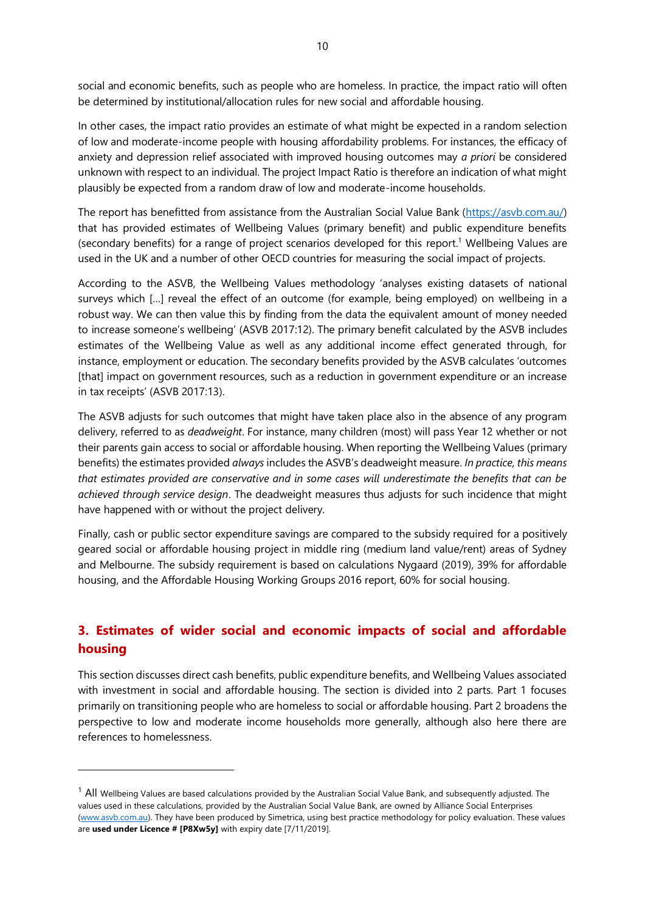social and economic benefits, such as people who are homeless. In practice, the impact ratio will often be determined by institutional/allocation rules for new social and affordable housing.

In other cases, the impact ratio provides an estimate of what might be expected in a random selection of low and moderate-income people with housing affordability problems. For instances, the efficacy of anxiety and depression relief associated with improved housing outcomes may *a priori* be considered unknown with respect to an individual. The project Impact Ratio is therefore an indication of what might plausibly be expected from a random draw of low and moderate-income households.

The report has benefitted from assistance from the Australian Social Value Bank (https://asvb.com.au/) that has provided estimates of Wellbeing Values (primary benefit) and public expenditure benefits (secondary benefits) for a range of project scenarios developed for this report.[1] Wellbeing Values are used in the UK and a number of other OECD countries for measuring the social impact of projects.

According to the ASVB, the Wellbeing Values methodology 'analyses existing datasets of national surveys which […] reveal the effect of an outcome (for example, being employed) on wellbeing in a robust way. We can then value this by finding from the data the equivalent amount of money needed to increase someone's wellbeing' (ASVB 2017:12). The primary benefit calculated by the ASVB includes estimates of the Wellbeing Value as well as any additional income effect generated through, for instance, employment or education. The secondary benefits provided by the ASVB calculates 'outcomes [that] impact on government resources, such as a reduction in government expenditure or an increase in tax receipts' (ASVB 2017:13).

The ASVB adjusts for such outcomes that might have taken place also in the absence of any program delivery, referred to as *deadweight*. For instance, many children (most) will pass Year 12 whether or not their parents gain access to social or affordable housing. When reporting the Wellbeing Values (primary benefits) the estimates provided *always* includes the ASVB's deadweight measure. *In practice, this means that estimates provided are conservative and in some cases will underestimate the benefits that can be achieved through service design*. The deadweight measures thus adjusts for such incidence that might have happened with or without the project delivery.

Finally, cash or public sector expenditure savings are compared to the subsidy required for a positively geared social or affordable housing project in middle ring (medium land value/rent) areas of Sydney and Melbourne. The subsidy requirement is based on calculations Nygaard (2019), 39% for affordable housing, and the Affordable Housing Working Groups 2016 report, 60% for social housing.

## 3. Estimates of wider social and economic impacts of social and affordable housing

This section discusses direct cash benefits, public expenditure benefits, and Wellbeing Values associated with investment in social and affordable housing. The section is divided into 2 parts. Part 1 focuses primarily on transitioning people who are homeless to social or affordable housing. Part 2 broadens the perspective to low and moderate income households more generally, although also here there are references to homelessness.

---

[1] All Wellbeing Values are based calculations provided by the Australian Social Value Bank, and subsequently adjusted. The values used in these calculations, provided by the Australian Social Value Bank, are owned by Alliance Social Enterprises (www.asvb.com.au). They have been produced by Simetrica, using best practice methodology for policy evaluation. These values are **used under Licence # [P8Xw5y]** with expiry date [7/11/2019].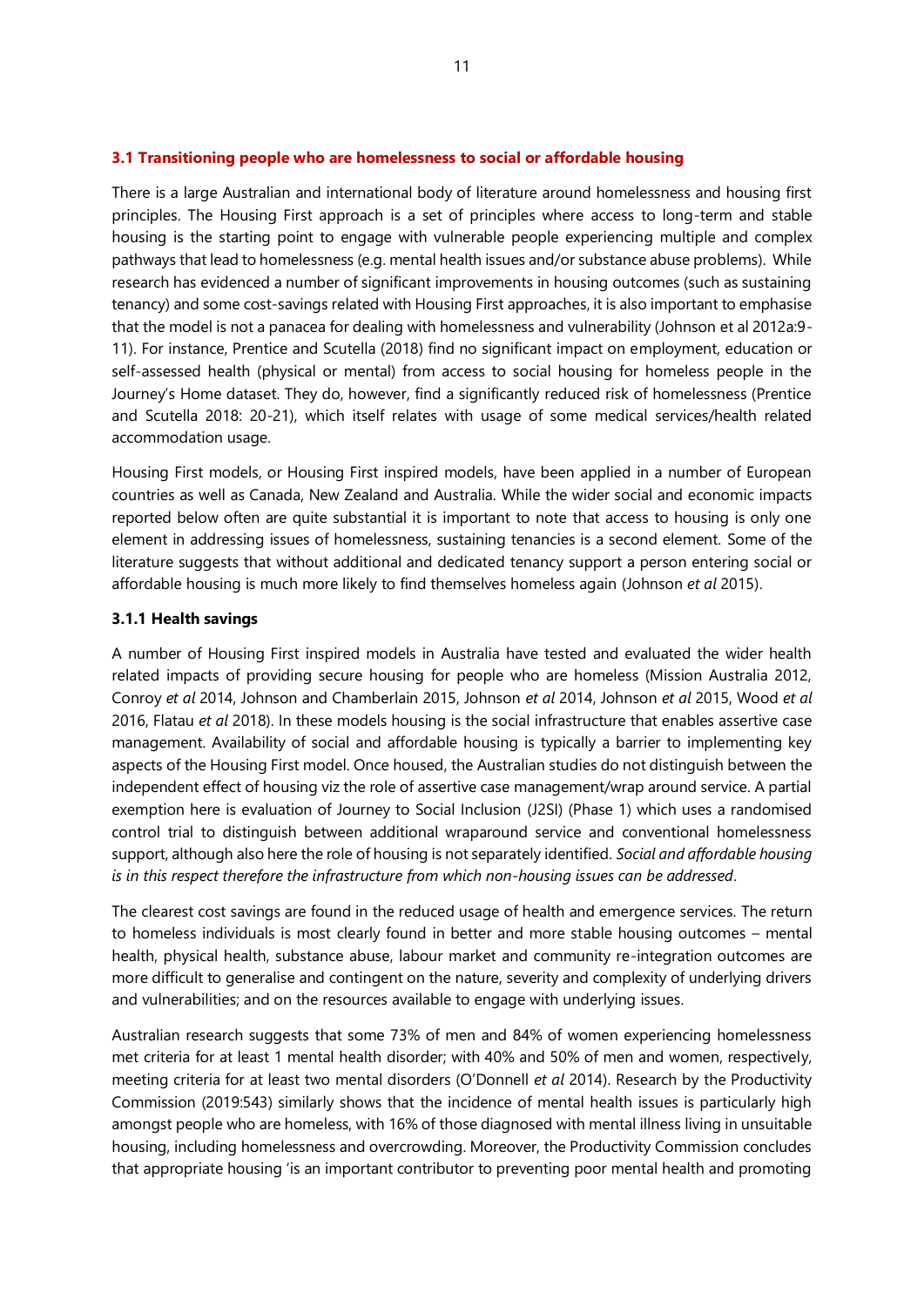### 3.1 Transitioning people who are homelessness to social or affordable housing

There is a large Australian and international body of literature around homelessness and housing first principles. The Housing First approach is a set of principles where access to long-term and stable housing is the starting point to engage with vulnerable people experiencing multiple and complex pathways that lead to homelessness (e.g. mental health issues and/or substance abuse problems). While research has evidenced a number of significant improvements in housing outcomes (such as sustaining tenancy) and some cost-savings related with Housing First approaches, it is also important to emphasise that the model is not a panacea for dealing with homelessness and vulnerability (Johnson et al 2012a:9-11). For instance, Prentice and Scutella (2018) find no significant impact on employment, education or self-assessed health (physical or mental) from access to social housing for homeless people in the Journey's Home dataset. They do, however, find a significantly reduced risk of homelessness (Prentice and Scutella 2018: 20-21), which itself relates with usage of some medical services/health related accommodation usage.

Housing First models, or Housing First inspired models, have been applied in a number of European countries as well as Canada, New Zealand and Australia. While the wider social and economic impacts reported below often are quite substantial it is important to note that access to housing is only one element in addressing issues of homelessness, sustaining tenancies is a second element. Some of the literature suggests that without additional and dedicated tenancy support a person entering social or affordable housing is much more likely to find themselves homeless again (Johnson *et al* 2015).

#### 3.1.1 Health savings

A number of Housing First inspired models in Australia have tested and evaluated the wider health related impacts of providing secure housing for people who are homeless (Mission Australia 2012, Conroy *et al* 2014, Johnson and Chamberlain 2015, Johnson *et al* 2014, Johnson *et al* 2015, Wood *et al* 2016, Flatau *et al* 2018). In these models housing is the social infrastructure that enables assertive case management. Availability of social and affordable housing is typically a barrier to implementing key aspects of the Housing First model. Once housed, the Australian studies do not distinguish between the independent effect of housing viz the role of assertive case management/wrap around service. A partial exemption here is evaluation of Journey to Social Inclusion (J2SI) (Phase 1) which uses a randomised control trial to distinguish between additional wraparound service and conventional homelessness support, although also here the role of housing is not separately identified. *Social and affordable housing is in this respect therefore the infrastructure from which non-housing issues can be addressed*.

The clearest cost savings are found in the reduced usage of health and emergence services. The return to homeless individuals is most clearly found in better and more stable housing outcomes – mental health, physical health, substance abuse, labour market and community re-integration outcomes are more difficult to generalise and contingent on the nature, severity and complexity of underlying drivers and vulnerabilities; and on the resources available to engage with underlying issues.

Australian research suggests that some 73% of men and 84% of women experiencing homelessness met criteria for at least 1 mental health disorder; with 40% and 50% of men and women, respectively, meeting criteria for at least two mental disorders (O'Donnell *et al* 2014). Research by the Productivity Commission (2019:543) similarly shows that the incidence of mental health issues is particularly high amongst people who are homeless, with 16% of those diagnosed with mental illness living in unsuitable housing, including homelessness and overcrowding. Moreover, the Productivity Commission concludes that appropriate housing 'is an important contributor to preventing poor mental health and promoting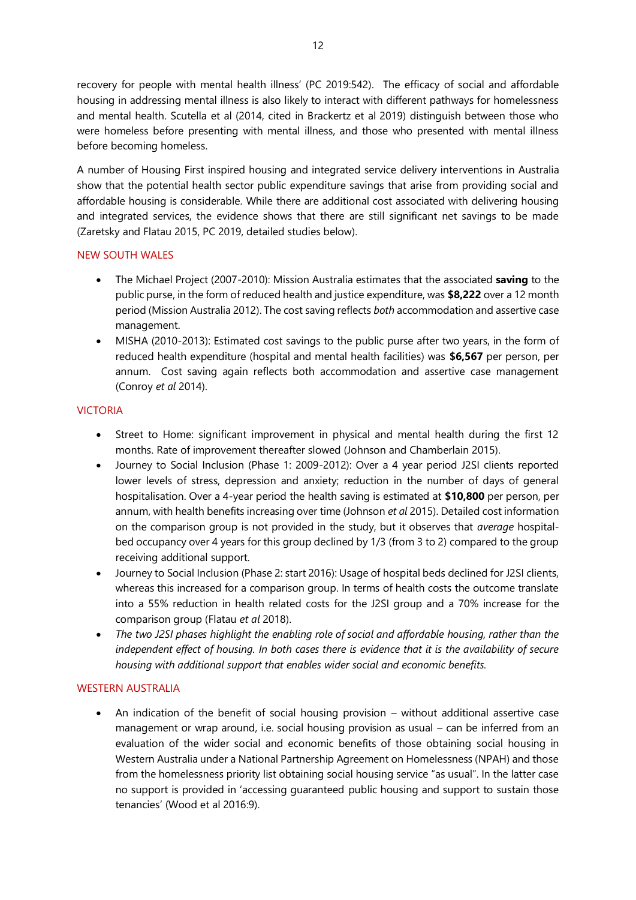recovery for people with mental health illness' (PC 2019:542). The efficacy of social and affordable housing in addressing mental illness is also likely to interact with different pathways for homelessness and mental health. Scutella et al (2014, cited in Brackertz et al 2019) distinguish between those who were homeless before presenting with mental illness, and those who presented with mental illness before becoming homeless.

A number of Housing First inspired housing and integrated service delivery interventions in Australia show that the potential health sector public expenditure savings that arise from providing social and affordable housing is considerable. While there are additional cost associated with delivering housing and integrated services, the evidence shows that there are still significant net savings to be made (Zaretsky and Flatau 2015, PC 2019, detailed studies below).

### NEW SOUTH WALES

- The Michael Project (2007-2010): Mission Australia estimates that the associated **saving** to the public purse, in the form of reduced health and justice expenditure, was **$8,222** over a 12 month period (Mission Australia 2012). The cost saving reflects *both* accommodation and assertive case management.
- MISHA (2010-2013): Estimated cost savings to the public purse after two years, in the form of reduced health expenditure (hospital and mental health facilities) was **$6,567** per person, per annum. Cost saving again reflects both accommodation and assertive case management (Conroy *et al* 2014).

### VICTORIA

- Street to Home: significant improvement in physical and mental health during the first 12 months. Rate of improvement thereafter slowed (Johnson and Chamberlain 2015).
- Journey to Social Inclusion (Phase 1: 2009-2012): Over a 4 year period J2SI clients reported lower levels of stress, depression and anxiety; reduction in the number of days of general hospitalisation. Over a 4-year period the health saving is estimated at **$10,800** per person, per annum, with health benefits increasing over time (Johnson *et al* 2015). Detailed cost information on the comparison group is not provided in the study, but it observes that *average* hospital-bed occupancy over 4 years for this group declined by 1/3 (from 3 to 2) compared to the group receiving additional support.
- Journey to Social Inclusion (Phase 2: start 2016): Usage of hospital beds declined for J2SI clients, whereas this increased for a comparison group. In terms of health costs the outcome translate into a 55% reduction in health related costs for the J2SI group and a 70% increase for the comparison group (Flatau *et al* 2018).
- *The two J2SI phases highlight the enabling role of social and affordable housing, rather than the independent effect of housing. In both cases there is evidence that it is the availability of secure housing with additional support that enables wider social and economic benefits.*

### WESTERN AUSTRALIA

- An indication of the benefit of social housing provision – without additional assertive case management or wrap around, i.e. social housing provision as usual – can be inferred from an evaluation of the wider social and economic benefits of those obtaining social housing in Western Australia under a National Partnership Agreement on Homelessness (NPAH) and those from the homelessness priority list obtaining social housing service "as usual". In the latter case no support is provided in 'accessing guaranteed public housing and support to sustain those tenancies' (Wood et al 2016:9).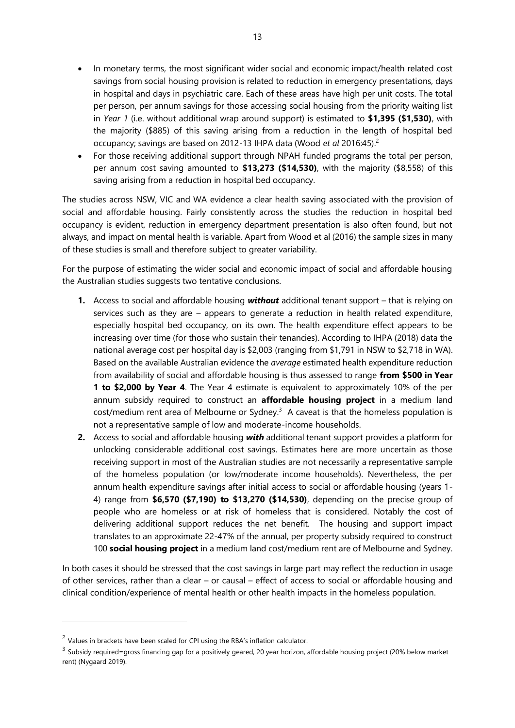- In monetary terms, the most significant wider social and economic impact/health related cost savings from social housing provision is related to reduction in emergency presentations, days in hospital and days in psychiatric care. Each of these areas have high per unit costs. The total per person, per annum savings for those accessing social housing from the priority waiting list in *Year 1* (i.e. without additional wrap around support) is estimated to **$1,395 ($1,530)**, with the majority ($885) of this saving arising from a reduction in the length of hospital bed occupancy; savings are based on 2012-13 IHPA data (Wood *et al* 2016:45).[2]
- For those receiving additional support through NPAH funded programs the total per person, per annum cost saving amounted to **$13,273 ($14,530)**, with the majority ($8,558) of this saving arising from a reduction in hospital bed occupancy.

The studies across NSW, VIC and WA evidence a clear health saving associated with the provision of social and affordable housing. Fairly consistently across the studies the reduction in hospital bed occupancy is evident, reduction in emergency department presentation is also often found, but not always, and impact on mental health is variable. Apart from Wood et al (2016) the sample sizes in many of these studies is small and therefore subject to greater variability.

For the purpose of estimating the wider social and economic impact of social and affordable housing the Australian studies suggests two tentative conclusions.

1. Access to social and affordable housing ***without*** additional tenant support – that is relying on services such as they are – appears to generate a reduction in health related expenditure, especially hospital bed occupancy, on its own. The health expenditure effect appears to be increasing over time (for those who sustain their tenancies). According to IHPA (2018) data the national average cost per hospital day is $2,003 (ranging from $1,791 in NSW to $2,718 in WA). Based on the available Australian evidence the *average* estimated health expenditure reduction from availability of social and affordable housing is thus assessed to range **from $500 in Year 1 to $2,000 by Year 4**. The Year 4 estimate is equivalent to approximately 10% of the per annum subsidy required to construct an **affordable housing project** in a medium land cost/medium rent area of Melbourne or Sydney.[3] A caveat is that the homeless population is not a representative sample of low and moderate-income households.
2. Access to social and affordable housing ***with*** additional tenant support provides a platform for unlocking considerable additional cost savings. Estimates here are more uncertain as those receiving support in most of the Australian studies are not necessarily a representative sample of the homeless population (or low/moderate income households). Nevertheless, the per annum health expenditure savings after initial access to social or affordable housing (years 1-4) range from **$6,570 ($7,190) to $13,270 ($14,530)**, depending on the precise group of people who are homeless or at risk of homeless that is considered. Notably the cost of delivering additional support reduces the net benefit. The housing and support impact translates to an approximate 22-47% of the annual, per property subsidy required to construct 100 **social housing project** in a medium land cost/medium rent are of Melbourne and Sydney.

In both cases it should be stressed that the cost savings in large part may reflect the reduction in usage of other services, rather than a clear – or causal – effect of access to social or affordable housing and clinical condition/experience of mental health or other health impacts in the homeless population.

---

[2] Values in brackets have been scaled for CPI using the RBA's inflation calculator.

[3] Subsidy required=gross financing gap for a positively geared, 20 year horizon, affordable housing project (20% below market rent) (Nygaard 2019).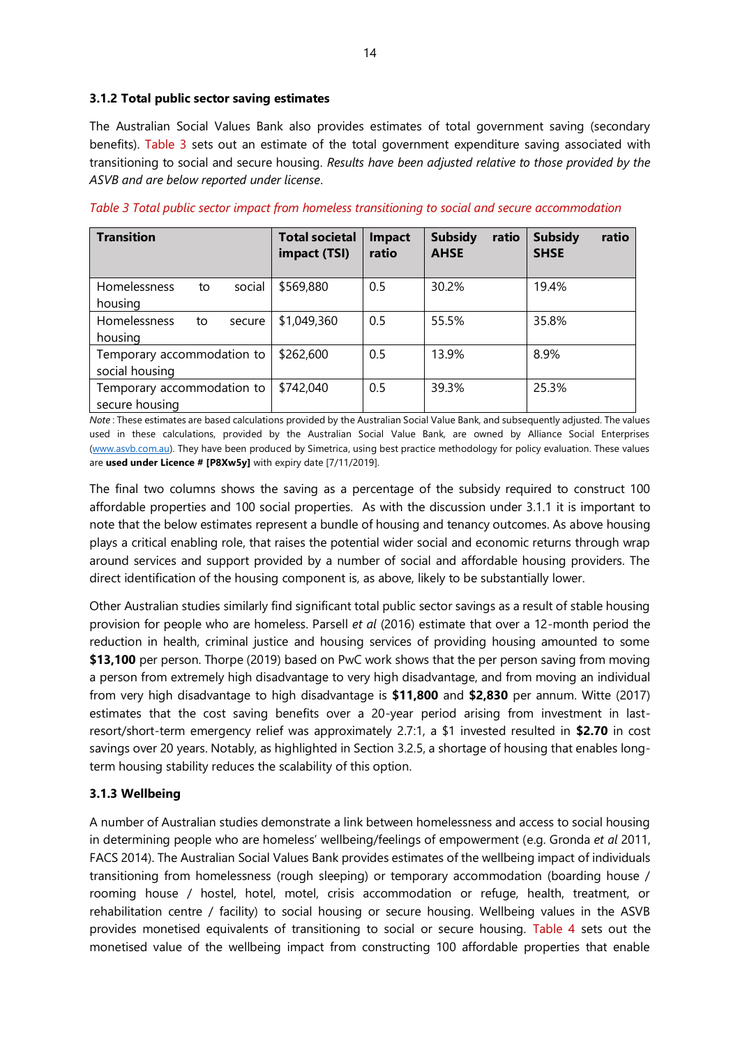### 3.1.2 Total public sector saving estimates

The Australian Social Values Bank also provides estimates of total government saving (secondary benefits). Table 3 sets out an estimate of the total government expenditure saving associated with transitioning to social and secure housing. *Results have been adjusted relative to those provided by the ASVB and are below reported under license*.

*Table 3 Total public sector impact from homeless transitioning to social and secure accommodation*

| Transition | Total societal impact (TSI) | Impact ratio | Subsidy ratio AHSE | Subsidy ratio SHSE |
|---|---|---|---|---|
| Homelessness to social housing | $569,880 | 0.5 | 30.2% | 19.4% |
| Homelessness to secure housing | $1,049,360 | 0.5 | 55.5% | 35.8% |
| Temporary accommodation to social housing | $262,600 | 0.5 | 13.9% | 8.9% |
| Temporary accommodation to secure housing | $742,040 | 0.5 | 39.3% | 25.3% |

*Note* : These estimates are based calculations provided by the Australian Social Value Bank, and subsequently adjusted. The values used in these calculations, provided by the Australian Social Value Bank, are owned by Alliance Social Enterprises (www.asvb.com.au). They have been produced by Simetrica, using best practice methodology for policy evaluation. These values are **used under Licence # [P8Xw5y]** with expiry date [7/11/2019].

The final two columns shows the saving as a percentage of the subsidy required to construct 100 affordable properties and 100 social properties. As with the discussion under 3.1.1 it is important to note that the below estimates represent a bundle of housing and tenancy outcomes. As above housing plays a critical enabling role, that raises the potential wider social and economic returns through wrap around services and support provided by a number of social and affordable housing providers. The direct identification of the housing component is, as above, likely to be substantially lower.

Other Australian studies similarly find significant total public sector savings as a result of stable housing provision for people who are homeless. Parsell *et al* (2016) estimate that over a 12-month period the reduction in health, criminal justice and housing services of providing housing amounted to some **$13,100** per person. Thorpe (2019) based on PwC work shows that the per person saving from moving a person from extremely high disadvantage to very high disadvantage, and from moving an individual from very high disadvantage to high disadvantage is **$11,800** and **$2,830** per annum. Witte (2017) estimates that the cost saving benefits over a 20-year period arising from investment in last-resort/short-term emergency relief was approximately 2.7:1, a $1 invested resulted in **$2.70** in cost savings over 20 years. Notably, as highlighted in Section 3.2.5, a shortage of housing that enables long-term housing stability reduces the scalability of this option.

### 3.1.3 Wellbeing

A number of Australian studies demonstrate a link between homelessness and access to social housing in determining people who are homeless' wellbeing/feelings of empowerment (e.g. Gronda *et al* 2011, FACS 2014). The Australian Social Values Bank provides estimates of the wellbeing impact of individuals transitioning from homelessness (rough sleeping) or temporary accommodation (boarding house / rooming house / hostel, hotel, motel, crisis accommodation or refuge, health, treatment, or rehabilitation centre / facility) to social housing or secure housing. Wellbeing values in the ASVB provides monetised equivalents of transitioning to social or secure housing. Table 4 sets out the monetised value of the wellbeing impact from constructing 100 affordable properties that enable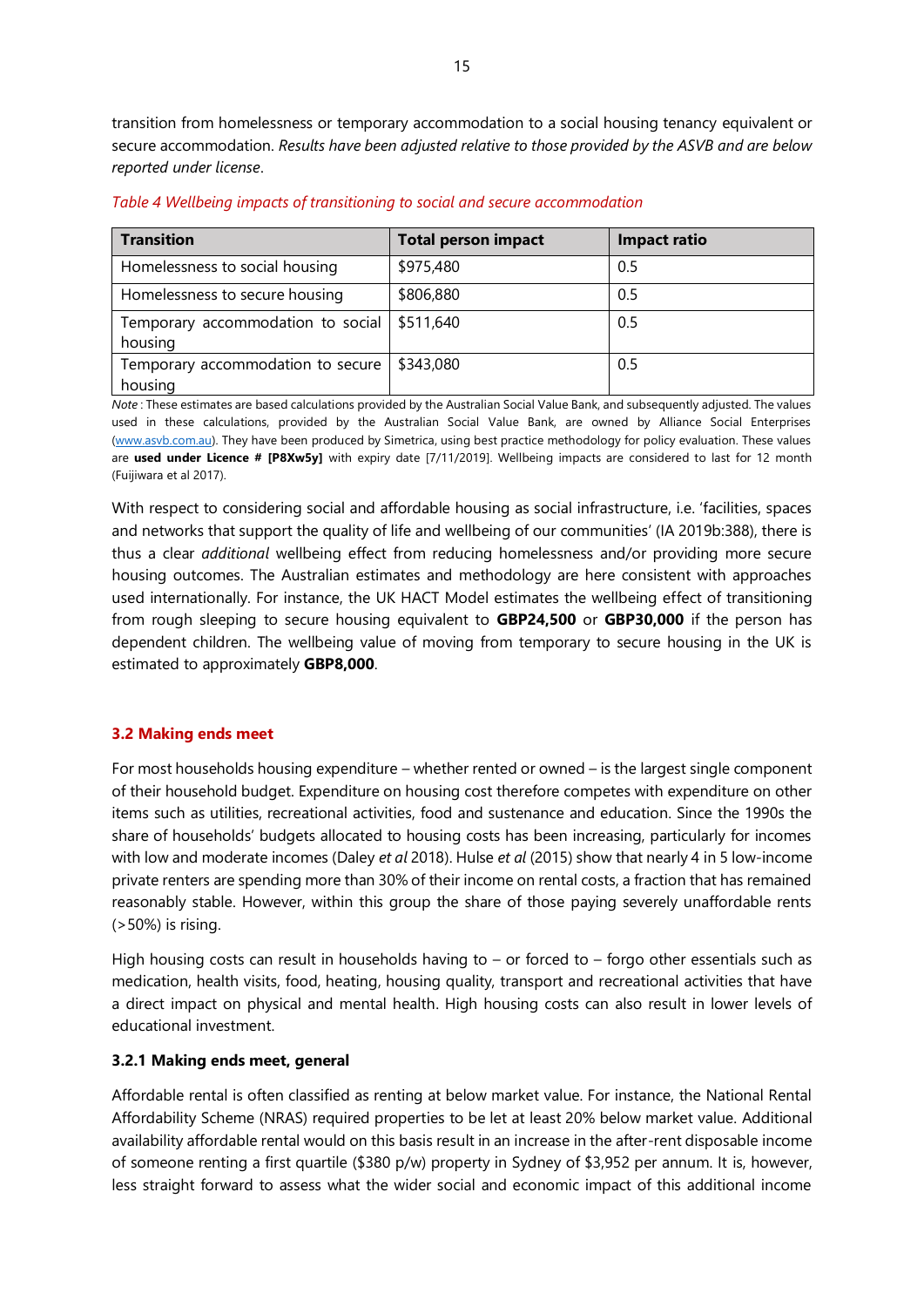transition from homelessness or temporary accommodation to a social housing tenancy equivalent or secure accommodation. *Results have been adjusted relative to those provided by the ASVB and are below reported under license*.

*Table 4 Wellbeing impacts of transitioning to social and secure accommodation*

| Transition | Total person impact | Impact ratio |
|---|---|---|
| Homelessness to social housing | $975,480 | 0.5 |
| Homelessness to secure housing | $806,880 | 0.5 |
| Temporary accommodation to social housing | $511,640 | 0.5 |
| Temporary accommodation to secure housing | $343,080 | 0.5 |

*Note* : These estimates are based calculations provided by the Australian Social Value Bank, and subsequently adjusted. The values used in these calculations, provided by the Australian Social Value Bank, are owned by Alliance Social Enterprises (www.asvb.com.au). They have been produced by Simetrica, using best practice methodology for policy evaluation. These values are **used under Licence # [P8Xw5y]** with expiry date [7/11/2019]. Wellbeing impacts are considered to last for 12 month (Fuijiwara et al 2017).

With respect to considering social and affordable housing as social infrastructure, i.e. 'facilities, spaces and networks that support the quality of life and wellbeing of our communities' (IA 2019b:388), there is thus a clear *additional* wellbeing effect from reducing homelessness and/or providing more secure housing outcomes. The Australian estimates and methodology are here consistent with approaches used internationally. For instance, the UK HACT Model estimates the wellbeing effect of transitioning from rough sleeping to secure housing equivalent to **GBP24,500** or **GBP30,000** if the person has dependent children. The wellbeing value of moving from temporary to secure housing in the UK is estimated to approximately **GBP8,000**.

### 3.2 Making ends meet

For most households housing expenditure – whether rented or owned – is the largest single component of their household budget. Expenditure on housing cost therefore competes with expenditure on other items such as utilities, recreational activities, food and sustenance and education. Since the 1990s the share of households' budgets allocated to housing costs has been increasing, particularly for incomes with low and moderate incomes (Daley *et al* 2018). Hulse *et al* (2015) show that nearly 4 in 5 low-income private renters are spending more than 30% of their income on rental costs, a fraction that has remained reasonably stable. However, within this group the share of those paying severely unaffordable rents (>50%) is rising.

High housing costs can result in households having to – or forced to – forgo other essentials such as medication, health visits, food, heating, housing quality, transport and recreational activities that have a direct impact on physical and mental health. High housing costs can also result in lower levels of educational investment.

#### 3.2.1 Making ends meet, general

Affordable rental is often classified as renting at below market value. For instance, the National Rental Affordability Scheme (NRAS) required properties to be let at least 20% below market value. Additional availability affordable rental would on this basis result in an increase in the after-rent disposable income of someone renting a first quartile ($380 p/w) property in Sydney of $3,952 per annum. It is, however, less straight forward to assess what the wider social and economic impact of this additional income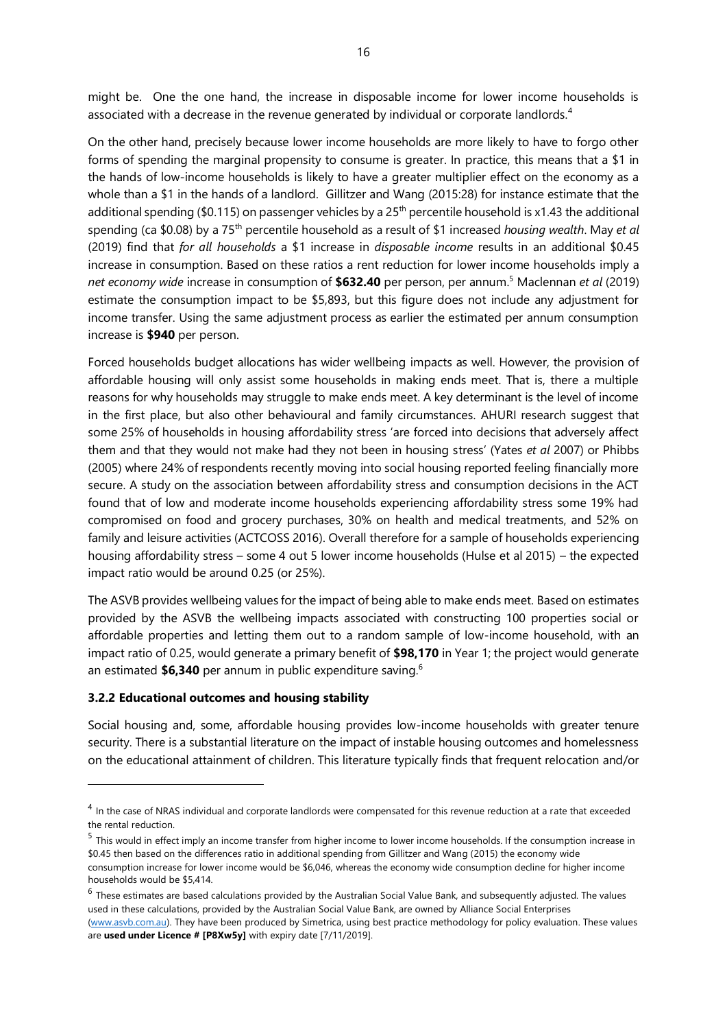might be. One the one hand, the increase in disposable income for lower income households is associated with a decrease in the revenue generated by individual or corporate landlords.[4]

On the other hand, precisely because lower income households are more likely to have to forgo other forms of spending the marginal propensity to consume is greater. In practice, this means that a $1 in the hands of low-income households is likely to have a greater multiplier effect on the economy as a whole than a $1 in the hands of a landlord. Gillitzer and Wang (2015:28) for instance estimate that the additional spending ($0.115) on passenger vehicles by a 25th percentile household is x1.43 the additional spending (ca $0.08) by a 75th percentile household as a result of $1 increased *housing wealth*. May *et al* (2019) find that *for all households* a $1 increase in *disposable income* results in an additional $0.45 increase in consumption. Based on these ratios a rent reduction for lower income households imply a *net economy wide* increase in consumption of **$632.40** per person, per annum.[5] Maclennan *et al* (2019) estimate the consumption impact to be $5,893, but this figure does not include any adjustment for income transfer. Using the same adjustment process as earlier the estimated per annum consumption increase is **$940** per person.

Forced households budget allocations has wider wellbeing impacts as well. However, the provision of affordable housing will only assist some households in making ends meet. That is, there a multiple reasons for why households may struggle to make ends meet. A key determinant is the level of income in the first place, but also other behavioural and family circumstances. AHURI research suggest that some 25% of households in housing affordability stress 'are forced into decisions that adversely affect them and that they would not make had they not been in housing stress' (Yates *et al* 2007) or Phibbs (2005) where 24% of respondents recently moving into social housing reported feeling financially more secure. A study on the association between affordability stress and consumption decisions in the ACT found that of low and moderate income households experiencing affordability stress some 19% had compromised on food and grocery purchases, 30% on health and medical treatments, and 52% on family and leisure activities (ACTCOSS 2016). Overall therefore for a sample of households experiencing housing affordability stress – some 4 out 5 lower income households (Hulse et al 2015) – the expected impact ratio would be around 0.25 (or 25%).

The ASVB provides wellbeing values for the impact of being able to make ends meet. Based on estimates provided by the ASVB the wellbeing impacts associated with constructing 100 properties social or affordable properties and letting them out to a random sample of low-income household, with an impact ratio of 0.25, would generate a primary benefit of **$98,170** in Year 1; the project would generate an estimated **$6,340** per annum in public expenditure saving.[6]

### 3.2.2 Educational outcomes and housing stability

Social housing and, some, affordable housing provides low-income households with greater tenure security. There is a substantial literature on the impact of instable housing outcomes and homelessness on the educational attainment of children. This literature typically finds that frequent relocation and/or

---

[4] In the case of NRAS individual and corporate landlords were compensated for this revenue reduction at a rate that exceeded the rental reduction.

[5] This would in effect imply an income transfer from higher income to lower income households. If the consumption increase in $0.45 then based on the differences ratio in additional spending from Gillitzer and Wang (2015) the economy wide consumption increase for lower income would be $6,046, whereas the economy wide consumption decline for higher income households would be $5,414.

[6] These estimates are based calculations provided by the Australian Social Value Bank, and subsequently adjusted. The values used in these calculations, provided by the Australian Social Value Bank, are owned by Alliance Social Enterprises (www.asvb.com.au). They have been produced by Simetrica, using best practice methodology for policy evaluation. These values are **used under Licence # [P8Xw5y]** with expiry date [7/11/2019].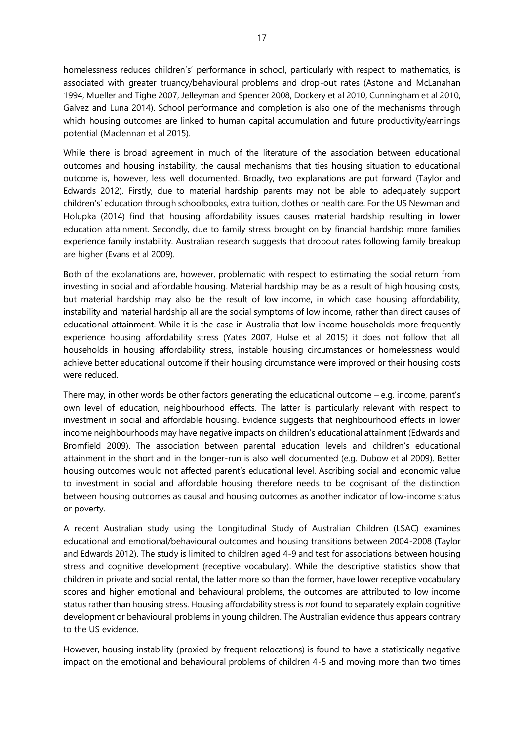homelessness reduces children's' performance in school, particularly with respect to mathematics, is associated with greater truancy/behavioural problems and drop-out rates (Astone and McLanahan 1994, Mueller and Tighe 2007, Jelleyman and Spencer 2008, Dockery et al 2010, Cunningham et al 2010, Galvez and Luna 2014). School performance and completion is also one of the mechanisms through which housing outcomes are linked to human capital accumulation and future productivity/earnings potential (Maclennan et al 2015).

While there is broad agreement in much of the literature of the association between educational outcomes and housing instability, the causal mechanisms that ties housing situation to educational outcome is, however, less well documented. Broadly, two explanations are put forward (Taylor and Edwards 2012). Firstly, due to material hardship parents may not be able to adequately support children's' education through schoolbooks, extra tuition, clothes or health care. For the US Newman and Holupka (2014) find that housing affordability issues causes material hardship resulting in lower education attainment. Secondly, due to family stress brought on by financial hardship more families experience family instability. Australian research suggests that dropout rates following family breakup are higher (Evans et al 2009).

Both of the explanations are, however, problematic with respect to estimating the social return from investing in social and affordable housing. Material hardship may be as a result of high housing costs, but material hardship may also be the result of low income, in which case housing affordability, instability and material hardship all are the social symptoms of low income, rather than direct causes of educational attainment. While it is the case in Australia that low-income households more frequently experience housing affordability stress (Yates 2007, Hulse et al 2015) it does not follow that all households in housing affordability stress, instable housing circumstances or homelessness would achieve better educational outcome if their housing circumstance were improved or their housing costs were reduced.

There may, in other words be other factors generating the educational outcome – e.g. income, parent's own level of education, neighbourhood effects. The latter is particularly relevant with respect to investment in social and affordable housing. Evidence suggests that neighbourhood effects in lower income neighbourhoods may have negative impacts on children's educational attainment (Edwards and Bromfield 2009). The association between parental education levels and children's educational attainment in the short and in the longer-run is also well documented (e.g. Dubow et al 2009). Better housing outcomes would not affected parent's educational level. Ascribing social and economic value to investment in social and affordable housing therefore needs to be cognisant of the distinction between housing outcomes as causal and housing outcomes as another indicator of low-income status or poverty.

A recent Australian study using the Longitudinal Study of Australian Children (LSAC) examines educational and emotional/behavioural outcomes and housing transitions between 2004-2008 (Taylor and Edwards 2012). The study is limited to children aged 4-9 and test for associations between housing stress and cognitive development (receptive vocabulary). While the descriptive statistics show that children in private and social rental, the latter more so than the former, have lower receptive vocabulary scores and higher emotional and behavioural problems, the outcomes are attributed to low income status rather than housing stress. Housing affordability stress is *not* found to separately explain cognitive development or behavioural problems in young children. The Australian evidence thus appears contrary to the US evidence.

However, housing instability (proxied by frequent relocations) is found to have a statistically negative impact on the emotional and behavioural problems of children 4-5 and moving more than two times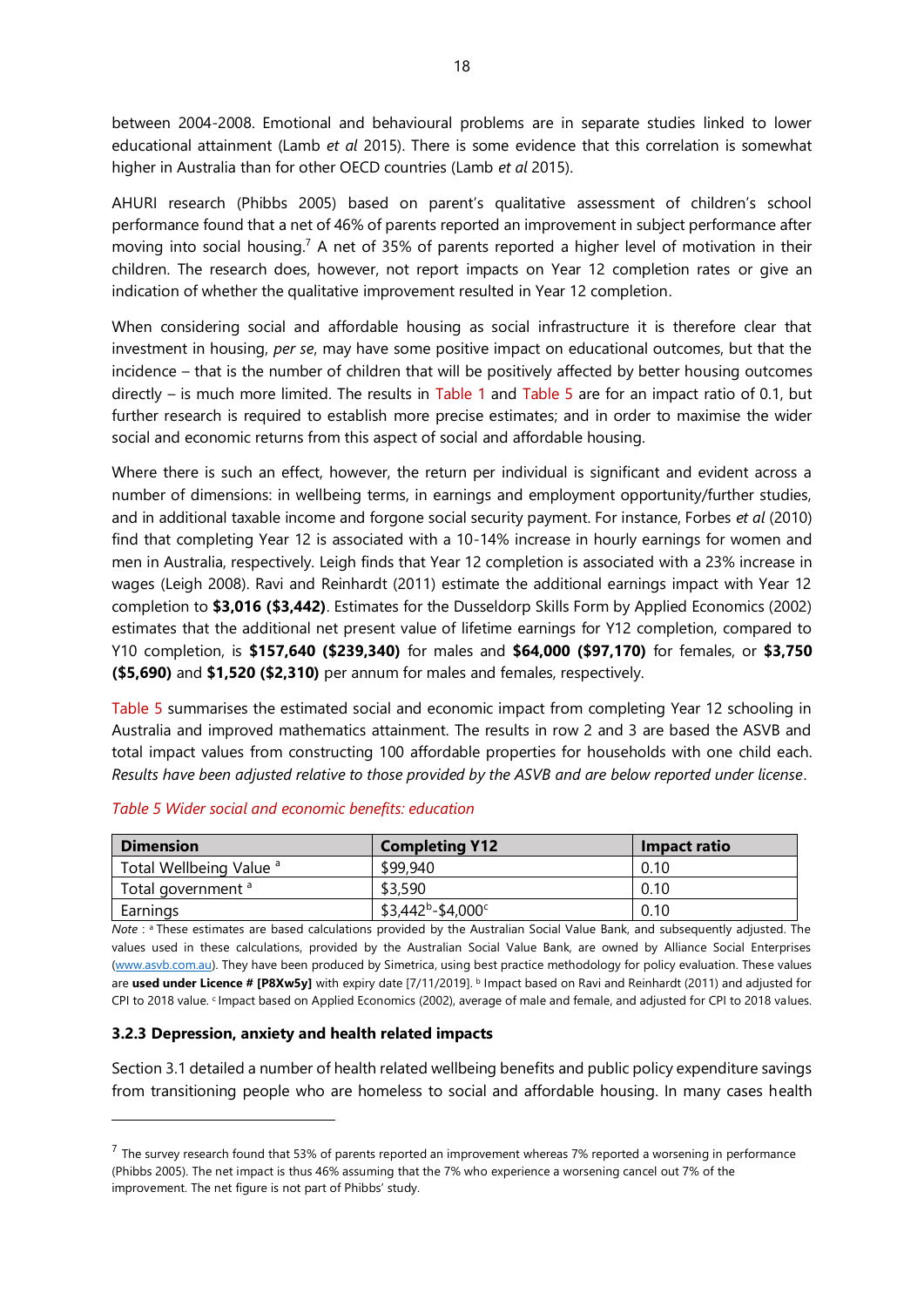between 2004-2008. Emotional and behavioural problems are in separate studies linked to lower educational attainment (Lamb *et al* 2015). There is some evidence that this correlation is somewhat higher in Australia than for other OECD countries (Lamb *et al* 2015).

AHURI research (Phibbs 2005) based on parent's qualitative assessment of children's school performance found that a net of 46% of parents reported an improvement in subject performance after moving into social housing.[7] A net of 35% of parents reported a higher level of motivation in their children. The research does, however, not report impacts on Year 12 completion rates or give an indication of whether the qualitative improvement resulted in Year 12 completion.

When considering social and affordable housing as social infrastructure it is therefore clear that investment in housing, *per se*, may have some positive impact on educational outcomes, but that the incidence – that is the number of children that will be positively affected by better housing outcomes directly – is much more limited. The results in Table 1 and Table 5 are for an impact ratio of 0.1, but further research is required to establish more precise estimates; and in order to maximise the wider social and economic returns from this aspect of social and affordable housing.

Where there is such an effect, however, the return per individual is significant and evident across a number of dimensions: in wellbeing terms, in earnings and employment opportunity/further studies, and in additional taxable income and forgone social security payment. For instance, Forbes *et al* (2010) find that completing Year 12 is associated with a 10-14% increase in hourly earnings for women and men in Australia, respectively. Leigh finds that Year 12 completion is associated with a 23% increase in wages (Leigh 2008). Ravi and Reinhardt (2011) estimate the additional earnings impact with Year 12 completion to **$3,016 ($3,442)**. Estimates for the Dusseldorp Skills Form by Applied Economics (2002) estimates that the additional net present value of lifetime earnings for Y12 completion, compared to Y10 completion, is **$157,640 ($239,340)** for males and **$64,000 ($97,170)** for females, or **$3,750 ($5,690)** and **$1,520 ($2,310)** per annum for males and females, respectively.

Table 5 summarises the estimated social and economic impact from completing Year 12 schooling in Australia and improved mathematics attainment. The results in row 2 and 3 are based the ASVB and total impact values from constructing 100 affordable properties for households with one child each. *Results have been adjusted relative to those provided by the ASVB and are below reported under license*.

*Table 5 Wider social and economic benefits: education*

| Dimension | Completing Y12 | Impact ratio |
|---|---|---|
| Total Wellbeing Value [a] | $99,940 | 0.10 |
| Total government [a] | $3,590 | 0.10 |
| Earnings | $3,442[b]-$4,000[c] | 0.10 |

*Note* : [a] These estimates are based calculations provided by the Australian Social Value Bank, and subsequently adjusted. The values used in these calculations, provided by the Australian Social Value Bank, are owned by Alliance Social Enterprises (www.asvb.com.au). They have been produced by Simetrica, using best practice methodology for policy evaluation. These values are **used under Licence # [P8Xw5y]** with expiry date [7/11/2019]. [b] Impact based on Ravi and Reinhardt (2011) and adjusted for CPI to 2018 value. [c] Impact based on Applied Economics (2002), average of male and female, and adjusted for CPI to 2018 values.

### 3.2.3 Depression, anxiety and health related impacts

Section 3.1 detailed a number of health related wellbeing benefits and public policy expenditure savings from transitioning people who are homeless to social and affordable housing. In many cases health

---

[7] The survey research found that 53% of parents reported an improvement whereas 7% reported a worsening in performance (Phibbs 2005). The net impact is thus 46% assuming that the 7% who experience a worsening cancel out 7% of the improvement. The net figure is not part of Phibbs' study.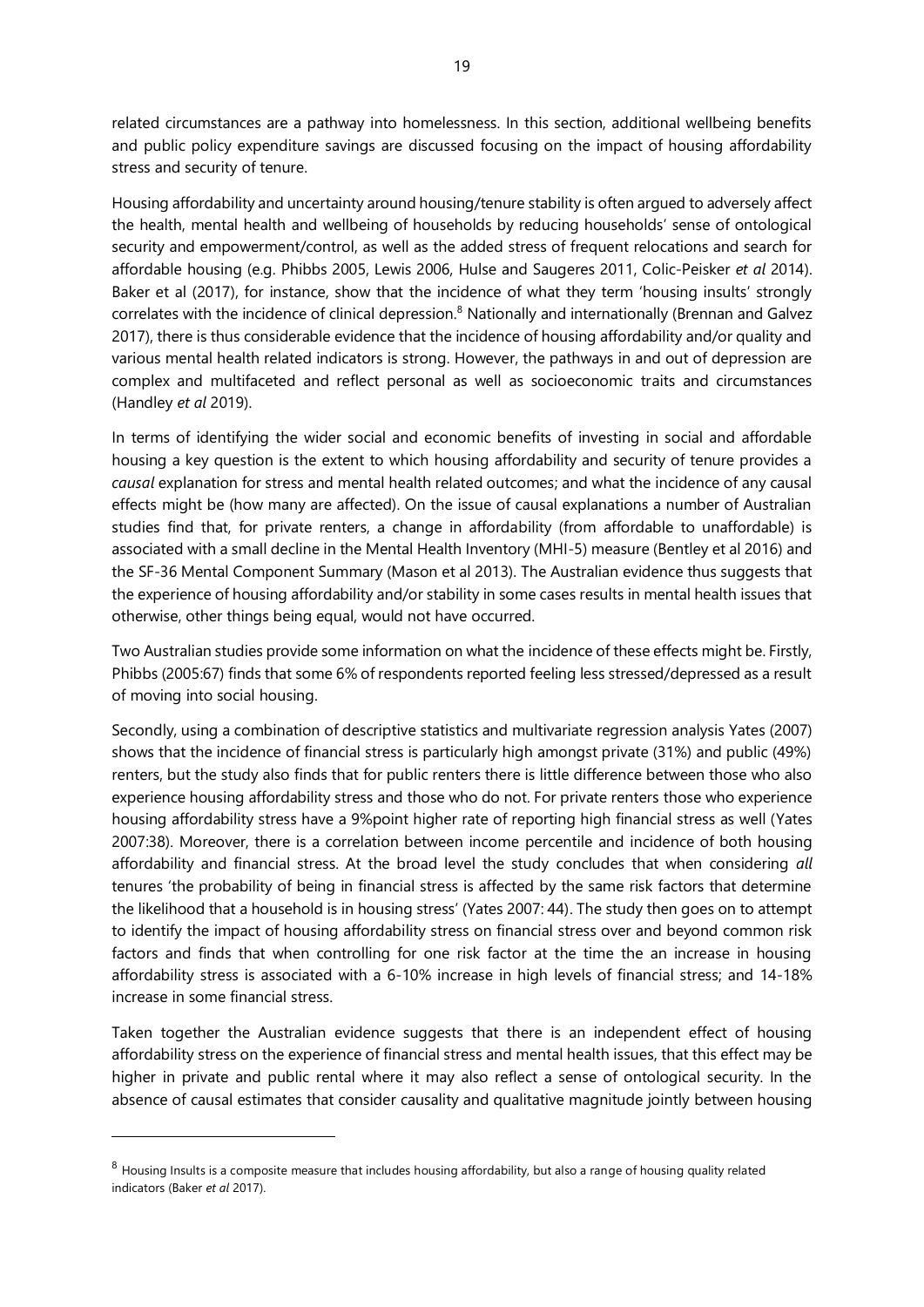related circumstances are a pathway into homelessness. In this section, additional wellbeing benefits and public policy expenditure savings are discussed focusing on the impact of housing affordability stress and security of tenure.

Housing affordability and uncertainty around housing/tenure stability is often argued to adversely affect the health, mental health and wellbeing of households by reducing households' sense of ontological security and empowerment/control, as well as the added stress of frequent relocations and search for affordable housing (e.g. Phibbs 2005, Lewis 2006, Hulse and Saugeres 2011, Colic-Peisker *et al* 2014). Baker et al (2017), for instance, show that the incidence of what they term 'housing insults' strongly correlates with the incidence of clinical depression.[8] Nationally and internationally (Brennan and Galvez 2017), there is thus considerable evidence that the incidence of housing affordability and/or quality and various mental health related indicators is strong. However, the pathways in and out of depression are complex and multifaceted and reflect personal as well as socioeconomic traits and circumstances (Handley *et al* 2019).

In terms of identifying the wider social and economic benefits of investing in social and affordable housing a key question is the extent to which housing affordability and security of tenure provides a *causal* explanation for stress and mental health related outcomes; and what the incidence of any causal effects might be (how many are affected). On the issue of causal explanations a number of Australian studies find that, for private renters, a change in affordability (from affordable to unaffordable) is associated with a small decline in the Mental Health Inventory (MHI-5) measure (Bentley et al 2016) and the SF-36 Mental Component Summary (Mason et al 2013). The Australian evidence thus suggests that the experience of housing affordability and/or stability in some cases results in mental health issues that otherwise, other things being equal, would not have occurred.

Two Australian studies provide some information on what the incidence of these effects might be. Firstly, Phibbs (2005:67) finds that some 6% of respondents reported feeling less stressed/depressed as a result of moving into social housing.

Secondly, using a combination of descriptive statistics and multivariate regression analysis Yates (2007) shows that the incidence of financial stress is particularly high amongst private (31%) and public (49%) renters, but the study also finds that for public renters there is little difference between those who also experience housing affordability stress and those who do not. For private renters those who experience housing affordability stress have a 9%point higher rate of reporting high financial stress as well (Yates 2007:38). Moreover, there is a correlation between income percentile and incidence of both housing affordability and financial stress. At the broad level the study concludes that when considering *all* tenures 'the probability of being in financial stress is affected by the same risk factors that determine the likelihood that a household is in housing stress' (Yates 2007: 44). The study then goes on to attempt to identify the impact of housing affordability stress on financial stress over and beyond common risk factors and finds that when controlling for one risk factor at the time the an increase in housing affordability stress is associated with a 6-10% increase in high levels of financial stress; and 14-18% increase in some financial stress.

Taken together the Australian evidence suggests that there is an independent effect of housing affordability stress on the experience of financial stress and mental health issues, that this effect may be higher in private and public rental where it may also reflect a sense of ontological security. In the absence of causal estimates that consider causality and qualitative magnitude jointly between housing

[8] Housing Insults is a composite measure that includes housing affordability, but also a range of housing quality related indicators (Baker *et al* 2017).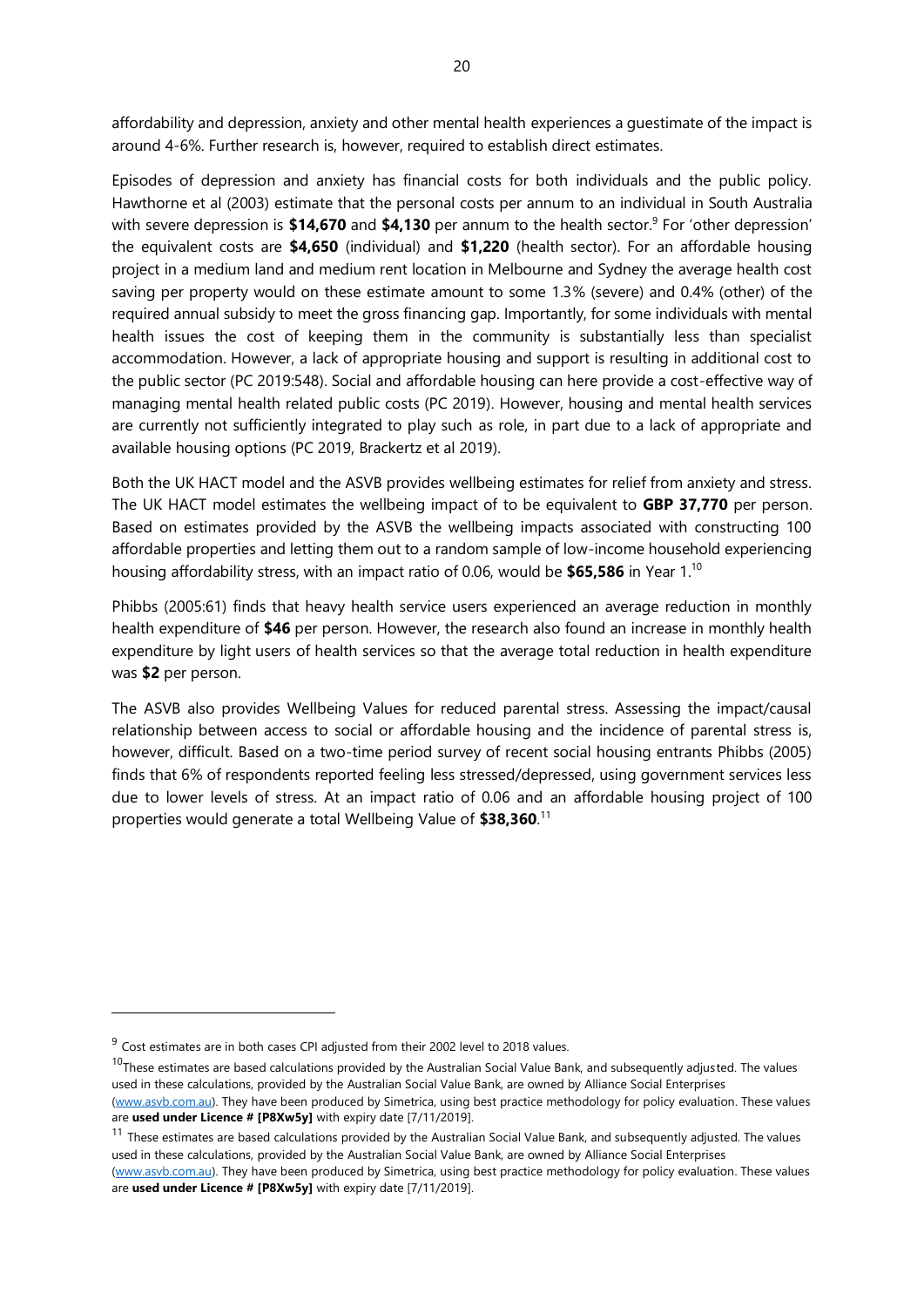affordability and depression, anxiety and other mental health experiences a guestimate of the impact is around 4-6%. Further research is, however, required to establish direct estimates.

Episodes of depression and anxiety has financial costs for both individuals and the public policy. Hawthorne et al (2003) estimate that the personal costs per annum to an individual in South Australia with severe depression is **$14,670** and **$4,130** per annum to the health sector.[9] For 'other depression' the equivalent costs are **$4,650** (individual) and **$1,220** (health sector). For an affordable housing project in a medium land and medium rent location in Melbourne and Sydney the average health cost saving per property would on these estimate amount to some 1.3% (severe) and 0.4% (other) of the required annual subsidy to meet the gross financing gap. Importantly, for some individuals with mental health issues the cost of keeping them in the community is substantially less than specialist accommodation. However, a lack of appropriate housing and support is resulting in additional cost to the public sector (PC 2019:548). Social and affordable housing can here provide a cost-effective way of managing mental health related public costs (PC 2019). However, housing and mental health services are currently not sufficiently integrated to play such as role, in part due to a lack of appropriate and available housing options (PC 2019, Brackertz et al 2019).

Both the UK HACT model and the ASVB provides wellbeing estimates for relief from anxiety and stress. The UK HACT model estimates the wellbeing impact of to be equivalent to **GBP 37,770** per person. Based on estimates provided by the ASVB the wellbeing impacts associated with constructing 100 affordable properties and letting them out to a random sample of low-income household experiencing housing affordability stress, with an impact ratio of 0.06, would be **$65,586** in Year 1.[10]

Phibbs (2005:61) finds that heavy health service users experienced an average reduction in monthly health expenditure of **$46** per person. However, the research also found an increase in monthly health expenditure by light users of health services so that the average total reduction in health expenditure was **$2** per person.

The ASVB also provides Wellbeing Values for reduced parental stress. Assessing the impact/causal relationship between access to social or affordable housing and the incidence of parental stress is, however, difficult. Based on a two-time period survey of recent social housing entrants Phibbs (2005) finds that 6% of respondents reported feeling less stressed/depressed, using government services less due to lower levels of stress. At an impact ratio of 0.06 and an affordable housing project of 100 properties would generate a total Wellbeing Value of **$38,360**.[11]

---

[9] Cost estimates are in both cases CPI adjusted from their 2002 level to 2018 values.

[10] These estimates are based calculations provided by the Australian Social Value Bank, and subsequently adjusted. The values used in these calculations, provided by the Australian Social Value Bank, are owned by Alliance Social Enterprises (www.asvb.com.au). They have been produced by Simetrica, using best practice methodology for policy evaluation. These values are **used under Licence # [P8Xw5y]** with expiry date [7/11/2019].

[11] These estimates are based calculations provided by the Australian Social Value Bank, and subsequently adjusted. The values used in these calculations, provided by the Australian Social Value Bank, are owned by Alliance Social Enterprises (www.asvb.com.au). They have been produced by Simetrica, using best practice methodology for policy evaluation. These values are **used under Licence # [P8Xw5y]** with expiry date [7/11/2019].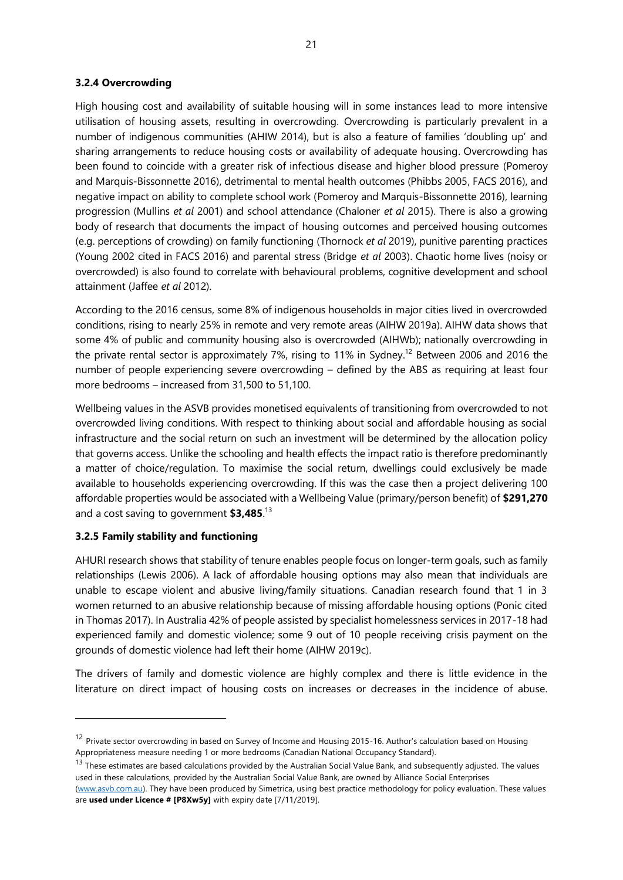### 3.2.4 Overcrowding

High housing cost and availability of suitable housing will in some instances lead to more intensive utilisation of housing assets, resulting in overcrowding. Overcrowding is particularly prevalent in a number of indigenous communities (AHIW 2014), but is also a feature of families 'doubling up' and sharing arrangements to reduce housing costs or availability of adequate housing. Overcrowding has been found to coincide with a greater risk of infectious disease and higher blood pressure (Pomeroy and Marquis-Bissonnette 2016), detrimental to mental health outcomes (Phibbs 2005, FACS 2016), and negative impact on ability to complete school work (Pomeroy and Marquis-Bissonnette 2016), learning progression (Mullins *et al* 2001) and school attendance (Chaloner *et al* 2015). There is also a growing body of research that documents the impact of housing outcomes and perceived housing outcomes (e.g. perceptions of crowding) on family functioning (Thornock *et al* 2019), punitive parenting practices (Young 2002 cited in FACS 2016) and parental stress (Bridge *et al* 2003). Chaotic home lives (noisy or overcrowded) is also found to correlate with behavioural problems, cognitive development and school attainment (Jaffee *et al* 2012).

According to the 2016 census, some 8% of indigenous households in major cities lived in overcrowded conditions, rising to nearly 25% in remote and very remote areas (AIHW 2019a). AIHW data shows that some 4% of public and community housing also is overcrowded (AIHWb); nationally overcrowding in the private rental sector is approximately 7%, rising to 11% in Sydney.[12] Between 2006 and 2016 the number of people experiencing severe overcrowding – defined by the ABS as requiring at least four more bedrooms – increased from 31,500 to 51,100.

Wellbeing values in the ASVB provides monetised equivalents of transitioning from overcrowded to not overcrowded living conditions. With respect to thinking about social and affordable housing as social infrastructure and the social return on such an investment will be determined by the allocation policy that governs access. Unlike the schooling and health effects the impact ratio is therefore predominantly a matter of choice/regulation. To maximise the social return, dwellings could exclusively be made available to households experiencing overcrowding. If this was the case then a project delivering 100 affordable properties would be associated with a Wellbeing Value (primary/person benefit) of **$291,270** and a cost saving to government **$3,485**.[13]

### 3.2.5 Family stability and functioning

AHURI research shows that stability of tenure enables people focus on longer-term goals, such as family relationships (Lewis 2006). A lack of affordable housing options may also mean that individuals are unable to escape violent and abusive living/family situations. Canadian research found that 1 in 3 women returned to an abusive relationship because of missing affordable housing options (Ponic cited in Thomas 2017). In Australia 42% of people assisted by specialist homelessness services in 2017-18 had experienced family and domestic violence; some 9 out of 10 people receiving crisis payment on the grounds of domestic violence had left their home (AIHW 2019c).

The drivers of family and domestic violence are highly complex and there is little evidence in the literature on direct impact of housing costs on increases or decreases in the incidence of abuse.

---

[12] Private sector overcrowding in based on Survey of Income and Housing 2015-16. Author's calculation based on Housing Appropriateness measure needing 1 or more bedrooms (Canadian National Occupancy Standard).

[13] These estimates are based calculations provided by the Australian Social Value Bank, and subsequently adjusted. The values used in these calculations, provided by the Australian Social Value Bank, are owned by Alliance Social Enterprises (www.asvb.com.au). They have been produced by Simetrica, using best practice methodology for policy evaluation. These values are **used under Licence # [P8Xw5y]** with expiry date [7/11/2019].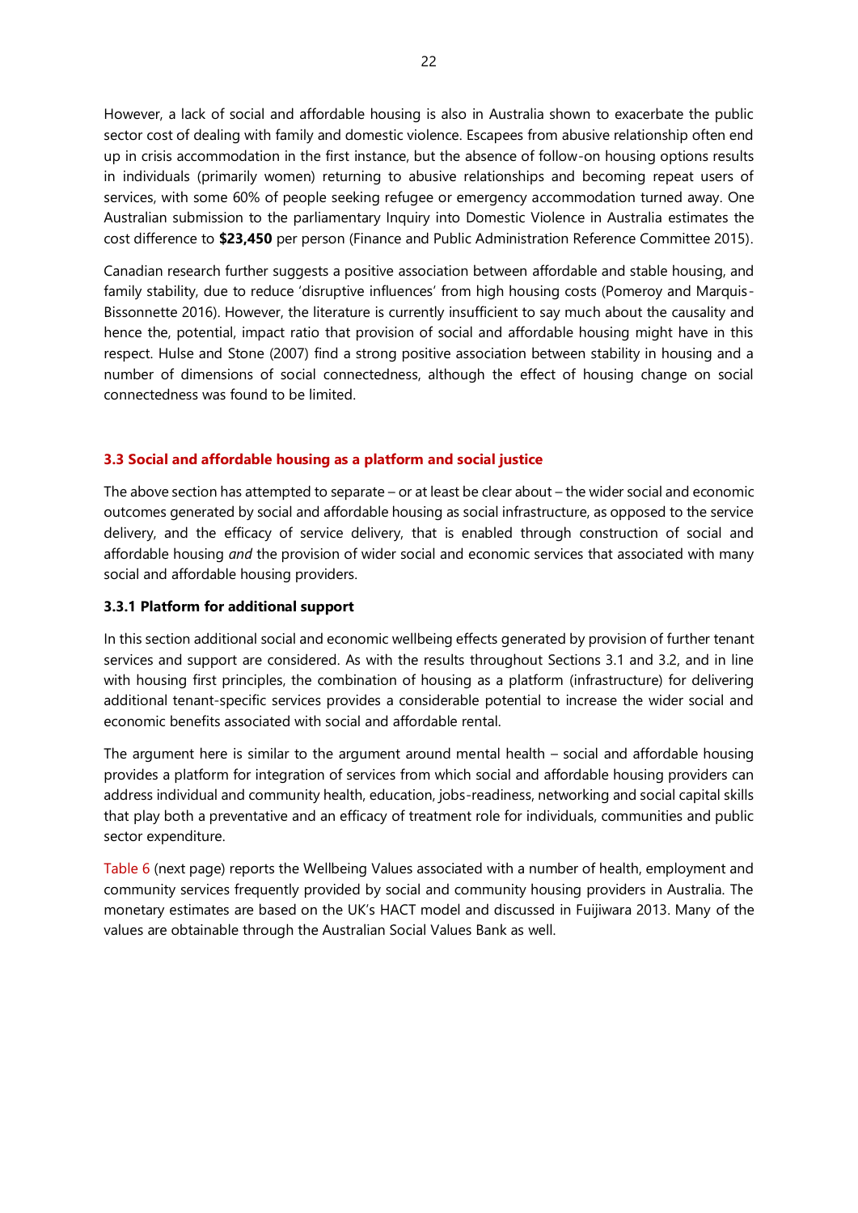However, a lack of social and affordable housing is also in Australia shown to exacerbate the public sector cost of dealing with family and domestic violence. Escapees from abusive relationship often end up in crisis accommodation in the first instance, but the absence of follow-on housing options results in individuals (primarily women) returning to abusive relationships and becoming repeat users of services, with some 60% of people seeking refugee or emergency accommodation turned away. One Australian submission to the parliamentary Inquiry into Domestic Violence in Australia estimates the cost difference to **$23,450** per person (Finance and Public Administration Reference Committee 2015).

Canadian research further suggests a positive association between affordable and stable housing, and family stability, due to reduce 'disruptive influences' from high housing costs (Pomeroy and Marquis-Bissonnette 2016). However, the literature is currently insufficient to say much about the causality and hence the, potential, impact ratio that provision of social and affordable housing might have in this respect. Hulse and Stone (2007) find a strong positive association between stability in housing and a number of dimensions of social connectedness, although the effect of housing change on social connectedness was found to be limited.

## 3.3 Social and affordable housing as a platform and social justice

The above section has attempted to separate – or at least be clear about – the wider social and economic outcomes generated by social and affordable housing as social infrastructure, as opposed to the service delivery, and the efficacy of service delivery, that is enabled through construction of social and affordable housing *and* the provision of wider social and economic services that associated with many social and affordable housing providers.

### 3.3.1 Platform for additional support

In this section additional social and economic wellbeing effects generated by provision of further tenant services and support are considered. As with the results throughout Sections 3.1 and 3.2, and in line with housing first principles, the combination of housing as a platform (infrastructure) for delivering additional tenant-specific services provides a considerable potential to increase the wider social and economic benefits associated with social and affordable rental.

The argument here is similar to the argument around mental health – social and affordable housing provides a platform for integration of services from which social and affordable housing providers can address individual and community health, education, jobs-readiness, networking and social capital skills that play both a preventative and an efficacy of treatment role for individuals, communities and public sector expenditure.

Table 6 (next page) reports the Wellbeing Values associated with a number of health, employment and community services frequently provided by social and community housing providers in Australia. The monetary estimates are based on the UK's HACT model and discussed in Fuijiwara 2013. Many of the values are obtainable through the Australian Social Values Bank as well.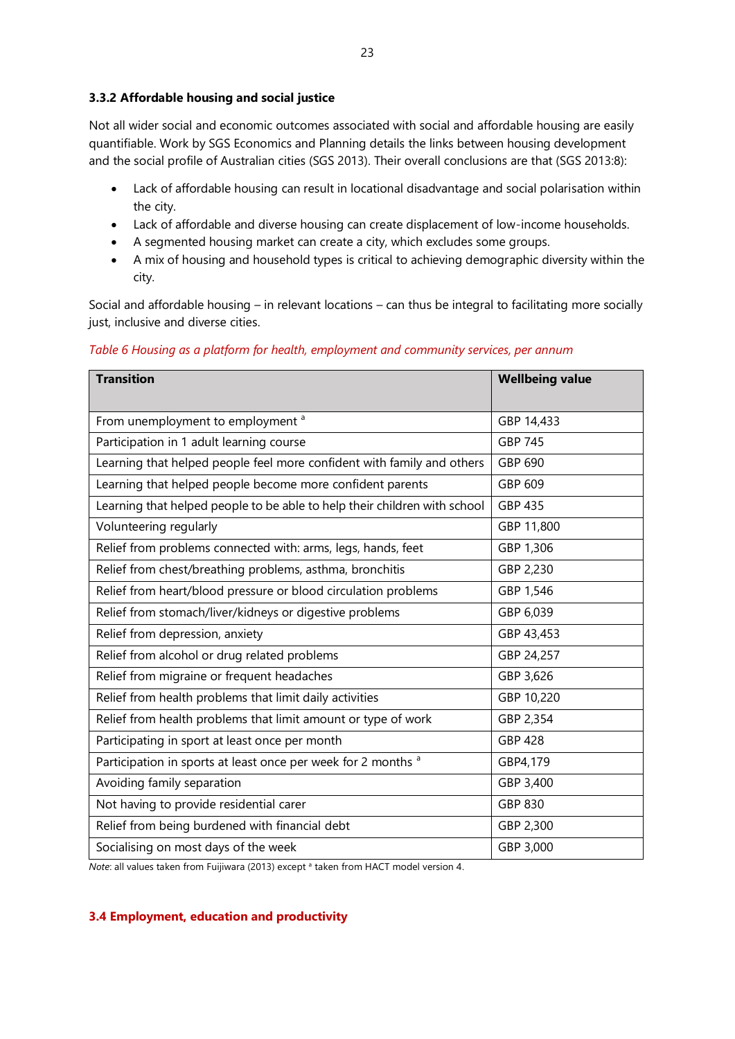### 3.3.2 Affordable housing and social justice

Not all wider social and economic outcomes associated with social and affordable housing are easily quantifiable. Work by SGS Economics and Planning details the links between housing development and the social profile of Australian cities (SGS 2013). Their overall conclusions are that (SGS 2013:8):

- Lack of affordable housing can result in locational disadvantage and social polarisation within the city.
- Lack of affordable and diverse housing can create displacement of low-income households.
- A segmented housing market can create a city, which excludes some groups.
- A mix of housing and household types is critical to achieving demographic diversity within the city.

Social and affordable housing – in relevant locations – can thus be integral to facilitating more socially just, inclusive and diverse cities.

*Table 6 Housing as a platform for health, employment and community services, per annum*

| Transition | Wellbeing value |
|---|---|
| From unemployment to employment [a] | GBP 14,433 |
| Participation in 1 adult learning course | GBP 745 |
| Learning that helped people feel more confident with family and others | GBP 690 |
| Learning that helped people become more confident parents | GBP 609 |
| Learning that helped people to be able to help their children with school | GBP 435 |
| Volunteering regularly | GBP 11,800 |
| Relief from problems connected with: arms, legs, hands, feet | GBP 1,306 |
| Relief from chest/breathing problems, asthma, bronchitis | GBP 2,230 |
| Relief from heart/blood pressure or blood circulation problems | GBP 1,546 |
| Relief from stomach/liver/kidneys or digestive problems | GBP 6,039 |
| Relief from depression, anxiety | GBP 43,453 |
| Relief from alcohol or drug related problems | GBP 24,257 |
| Relief from migraine or frequent headaches | GBP 3,626 |
| Relief from health problems that limit daily activities | GBP 10,220 |
| Relief from health problems that limit amount or type of work | GBP 2,354 |
| Participating in sport at least once per month | GBP 428 |
| Participation in sports at least once per week for 2 months [a] | GBP4,179 |
| Avoiding family separation | GBP 3,400 |
| Not having to provide residential carer | GBP 830 |
| Relief from being burdened with financial debt | GBP 2,300 |
| Socialising on most days of the week | GBP 3,000 |

*Note*: all values taken from Fuijiwara (2013) except [a] taken from HACT model version 4.

## 3.4 Employment, education and productivity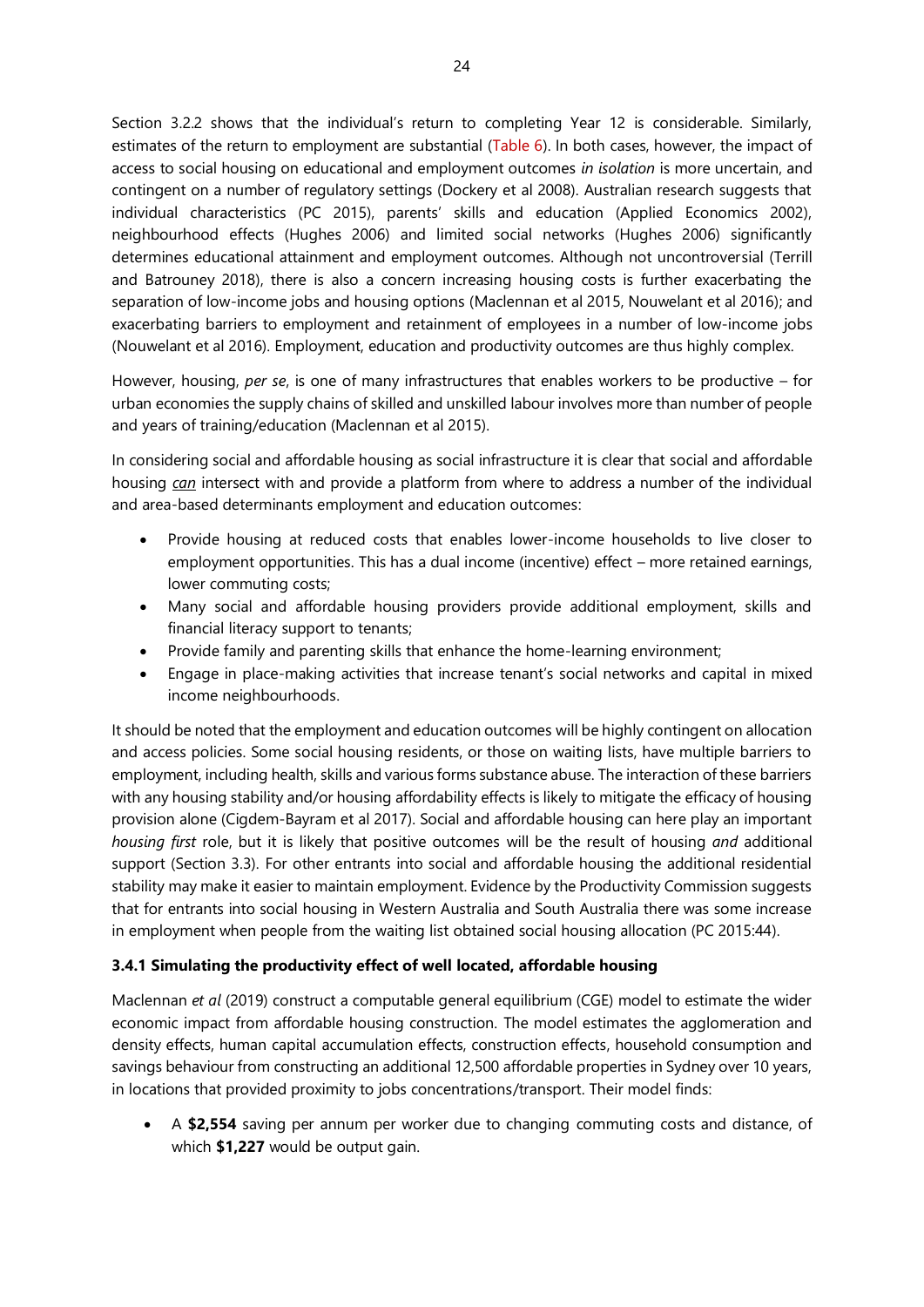Section 3.2.2 shows that the individual's return to completing Year 12 is considerable. Similarly, estimates of the return to employment are substantial (Table 6). In both cases, however, the impact of access to social housing on educational and employment outcomes *in isolation* is more uncertain, and contingent on a number of regulatory settings (Dockery et al 2008). Australian research suggests that individual characteristics (PC 2015), parents' skills and education (Applied Economics 2002), neighbourhood effects (Hughes 2006) and limited social networks (Hughes 2006) significantly determines educational attainment and employment outcomes. Although not uncontroversial (Terrill and Batrouney 2018), there is also a concern increasing housing costs is further exacerbating the separation of low-income jobs and housing options (Maclennan et al 2015, Nouwelant et al 2016); and exacerbating barriers to employment and retainment of employees in a number of low-income jobs (Nouwelant et al 2016). Employment, education and productivity outcomes are thus highly complex.

However, housing, *per se*, is one of many infrastructures that enables workers to be productive – for urban economies the supply chains of skilled and unskilled labour involves more than number of people and years of training/education (Maclennan et al 2015).

In considering social and affordable housing as social infrastructure it is clear that social and affordable housing *can* intersect with and provide a platform from where to address a number of the individual and area-based determinants employment and education outcomes:

- Provide housing at reduced costs that enables lower-income households to live closer to employment opportunities. This has a dual income (incentive) effect – more retained earnings, lower commuting costs;
- Many social and affordable housing providers provide additional employment, skills and financial literacy support to tenants;
- Provide family and parenting skills that enhance the home-learning environment;
- Engage in place-making activities that increase tenant's social networks and capital in mixed income neighbourhoods.

It should be noted that the employment and education outcomes will be highly contingent on allocation and access policies. Some social housing residents, or those on waiting lists, have multiple barriers to employment, including health, skills and various forms substance abuse. The interaction of these barriers with any housing stability and/or housing affordability effects is likely to mitigate the efficacy of housing provision alone (Cigdem-Bayram et al 2017). Social and affordable housing can here play an important *housing first* role, but it is likely that positive outcomes will be the result of housing *and* additional support (Section 3.3). For other entrants into social and affordable housing the additional residential stability may make it easier to maintain employment. Evidence by the Productivity Commission suggests that for entrants into social housing in Western Australia and South Australia there was some increase in employment when people from the waiting list obtained social housing allocation (PC 2015:44).

### 3.4.1 Simulating the productivity effect of well located, affordable housing

Maclennan *et al* (2019) construct a computable general equilibrium (CGE) model to estimate the wider economic impact from affordable housing construction. The model estimates the agglomeration and density effects, human capital accumulation effects, construction effects, household consumption and savings behaviour from constructing an additional 12,500 affordable properties in Sydney over 10 years, in locations that provided proximity to jobs concentrations/transport. Their model finds:

- A **$2,554** saving per annum per worker due to changing commuting costs and distance, of which **$1,227** would be output gain.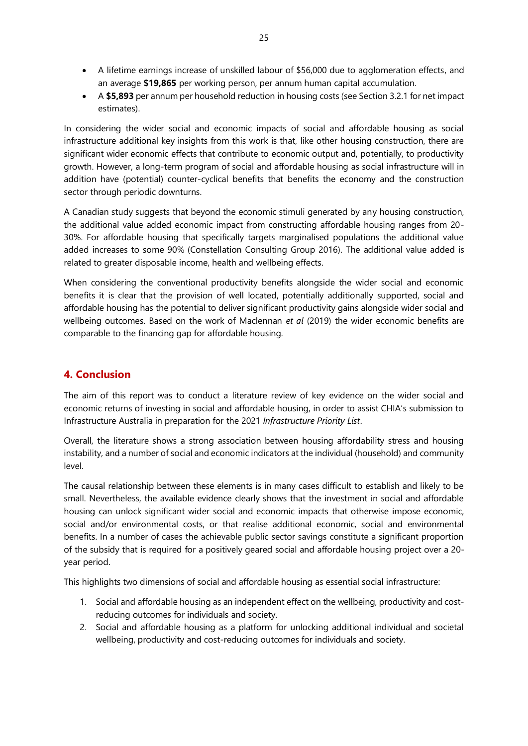- A lifetime earnings increase of unskilled labour of $56,000 due to agglomeration effects, and an average **$19,865** per working person, per annum human capital accumulation.
- A **$5,893** per annum per household reduction in housing costs (see Section 3.2.1 for net impact estimates).

In considering the wider social and economic impacts of social and affordable housing as social infrastructure additional key insights from this work is that, like other housing construction, there are significant wider economic effects that contribute to economic output and, potentially, to productivity growth. However, a long-term program of social and affordable housing as social infrastructure will in addition have (potential) counter-cyclical benefits that benefits the economy and the construction sector through periodic downturns.

A Canadian study suggests that beyond the economic stimuli generated by any housing construction, the additional value added economic impact from constructing affordable housing ranges from 20-30%. For affordable housing that specifically targets marginalised populations the additional value added increases to some 90% (Constellation Consulting Group 2016). The additional value added is related to greater disposable income, health and wellbeing effects.

When considering the conventional productivity benefits alongside the wider social and economic benefits it is clear that the provision of well located, potentially additionally supported, social and affordable housing has the potential to deliver significant productivity gains alongside wider social and wellbeing outcomes. Based on the work of Maclennan *et al* (2019) the wider economic benefits are comparable to the financing gap for affordable housing.

## 4. Conclusion

The aim of this report was to conduct a literature review of key evidence on the wider social and economic returns of investing in social and affordable housing, in order to assist CHIA's submission to Infrastructure Australia in preparation for the 2021 *Infrastructure Priority List*.

Overall, the literature shows a strong association between housing affordability stress and housing instability, and a number of social and economic indicators at the individual (household) and community level.

The causal relationship between these elements is in many cases difficult to establish and likely to be small. Nevertheless, the available evidence clearly shows that the investment in social and affordable housing can unlock significant wider social and economic impacts that otherwise impose economic, social and/or environmental costs, or that realise additional economic, social and environmental benefits. In a number of cases the achievable public sector savings constitute a significant proportion of the subsidy that is required for a positively geared social and affordable housing project over a 20-year period.

This highlights two dimensions of social and affordable housing as essential social infrastructure:

1. Social and affordable housing as an independent effect on the wellbeing, productivity and cost-reducing outcomes for individuals and society.
2. Social and affordable housing as a platform for unlocking additional individual and societal wellbeing, productivity and cost-reducing outcomes for individuals and society.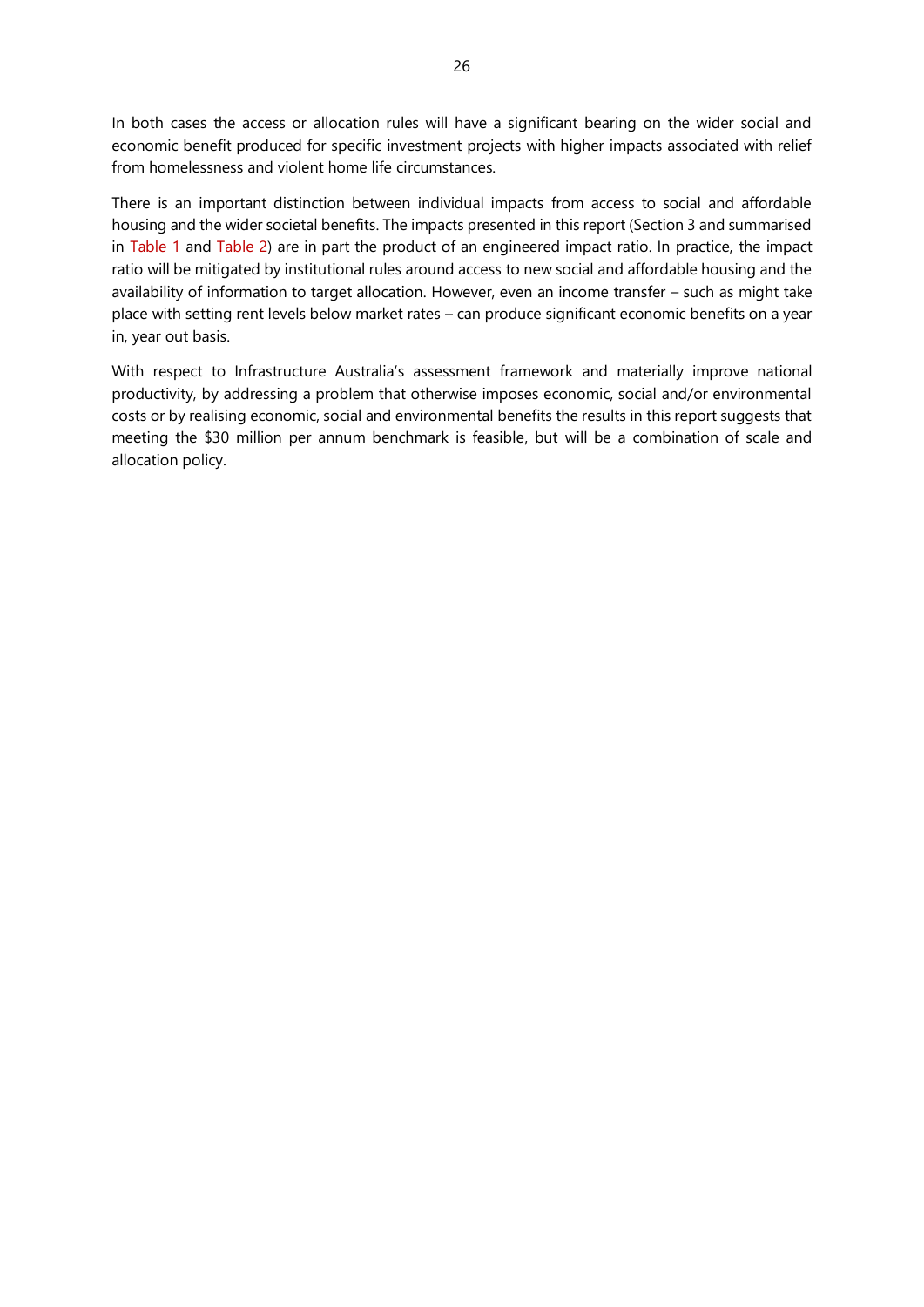In both cases the access or allocation rules will have a significant bearing on the wider social and economic benefit produced for specific investment projects with higher impacts associated with relief from homelessness and violent home life circumstances.

There is an important distinction between individual impacts from access to social and affordable housing and the wider societal benefits. The impacts presented in this report (Section 3 and summarised in Table 1 and Table 2) are in part the product of an engineered impact ratio. In practice, the impact ratio will be mitigated by institutional rules around access to new social and affordable housing and the availability of information to target allocation. However, even an income transfer – such as might take place with setting rent levels below market rates – can produce significant economic benefits on a year in, year out basis.

With respect to Infrastructure Australia's assessment framework and materially improve national productivity, by addressing a problem that otherwise imposes economic, social and/or environmental costs or by realising economic, social and environmental benefits the results in this report suggests that meeting the $30 million per annum benchmark is feasible, but will be a combination of scale and allocation policy.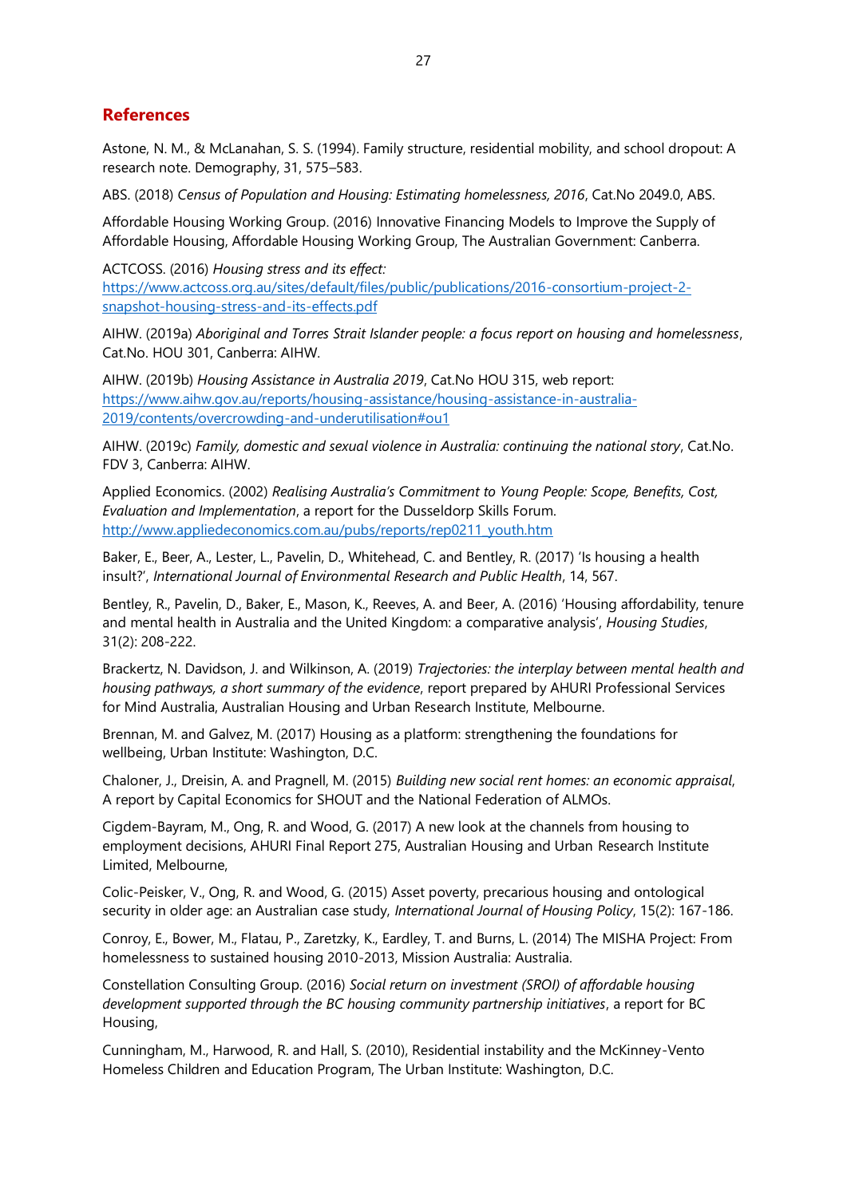## References

Astone, N. M., & McLanahan, S. S. (1994). Family structure, residential mobility, and school dropout: A research note. Demography, 31, 575–583.

ABS. (2018) *Census of Population and Housing: Estimating homelessness, 2016*, Cat.No 2049.0, ABS.

Affordable Housing Working Group. (2016) Innovative Financing Models to Improve the Supply of Affordable Housing, Affordable Housing Working Group, The Australian Government: Canberra.

ACTCOSS. (2016) *Housing stress and its effect:* https://www.actcoss.org.au/sites/default/files/public/publications/2016-consortium-project-2-snapshot-housing-stress-and-its-effects.pdf

AIHW. (2019a) *Aboriginal and Torres Strait Islander people: a focus report on housing and homelessness*, Cat.No. HOU 301, Canberra: AIHW.

AIHW. (2019b) *Housing Assistance in Australia 2019*, Cat.No HOU 315, web report: https://www.aihw.gov.au/reports/housing-assistance/housing-assistance-in-australia-2019/contents/overcrowding-and-underutilisation#ou1

AIHW. (2019c) *Family, domestic and sexual violence in Australia: continuing the national story*, Cat.No. FDV 3, Canberra: AIHW.

Applied Economics. (2002) *Realising Australia's Commitment to Young People: Scope, Benefits, Cost, Evaluation and Implementation*, a report for the Dusseldorp Skills Forum. http://www.appliedeconomics.com.au/pubs/reports/rep0211_youth.htm

Baker, E., Beer, A., Lester, L., Pavelin, D., Whitehead, C. and Bentley, R. (2017) 'Is housing a health insult?', *International Journal of Environmental Research and Public Health*, 14, 567.

Bentley, R., Pavelin, D., Baker, E., Mason, K., Reeves, A. and Beer, A. (2016) 'Housing affordability, tenure and mental health in Australia and the United Kingdom: a comparative analysis', *Housing Studies*, 31(2): 208-222.

Brackertz, N. Davidson, J. and Wilkinson, A. (2019) *Trajectories: the interplay between mental health and housing pathways, a short summary of the evidence*, report prepared by AHURI Professional Services for Mind Australia, Australian Housing and Urban Research Institute, Melbourne.

Brennan, M. and Galvez, M. (2017) Housing as a platform: strengthening the foundations for wellbeing, Urban Institute: Washington, D.C.

Chaloner, J., Dreisin, A. and Pragnell, M. (2015) *Building new social rent homes: an economic appraisal*, A report by Capital Economics for SHOUT and the National Federation of ALMOs.

Cigdem-Bayram, M., Ong, R. and Wood, G. (2017) A new look at the channels from housing to employment decisions, AHURI Final Report 275, Australian Housing and Urban Research Institute Limited, Melbourne,

Colic-Peisker, V., Ong, R. and Wood, G. (2015) Asset poverty, precarious housing and ontological security in older age: an Australian case study, *International Journal of Housing Policy*, 15(2): 167-186.

Conroy, E., Bower, M., Flatau, P., Zaretzky, K., Eardley, T. and Burns, L. (2014) The MISHA Project: From homelessness to sustained housing 2010-2013, Mission Australia: Australia.

Constellation Consulting Group. (2016) *Social return on investment (SROI) of affordable housing development supported through the BC housing community partnership initiatives*, a report for BC Housing,

Cunningham, M., Harwood, R. and Hall, S. (2010), Residential instability and the McKinney-Vento Homeless Children and Education Program, The Urban Institute: Washington, D.C.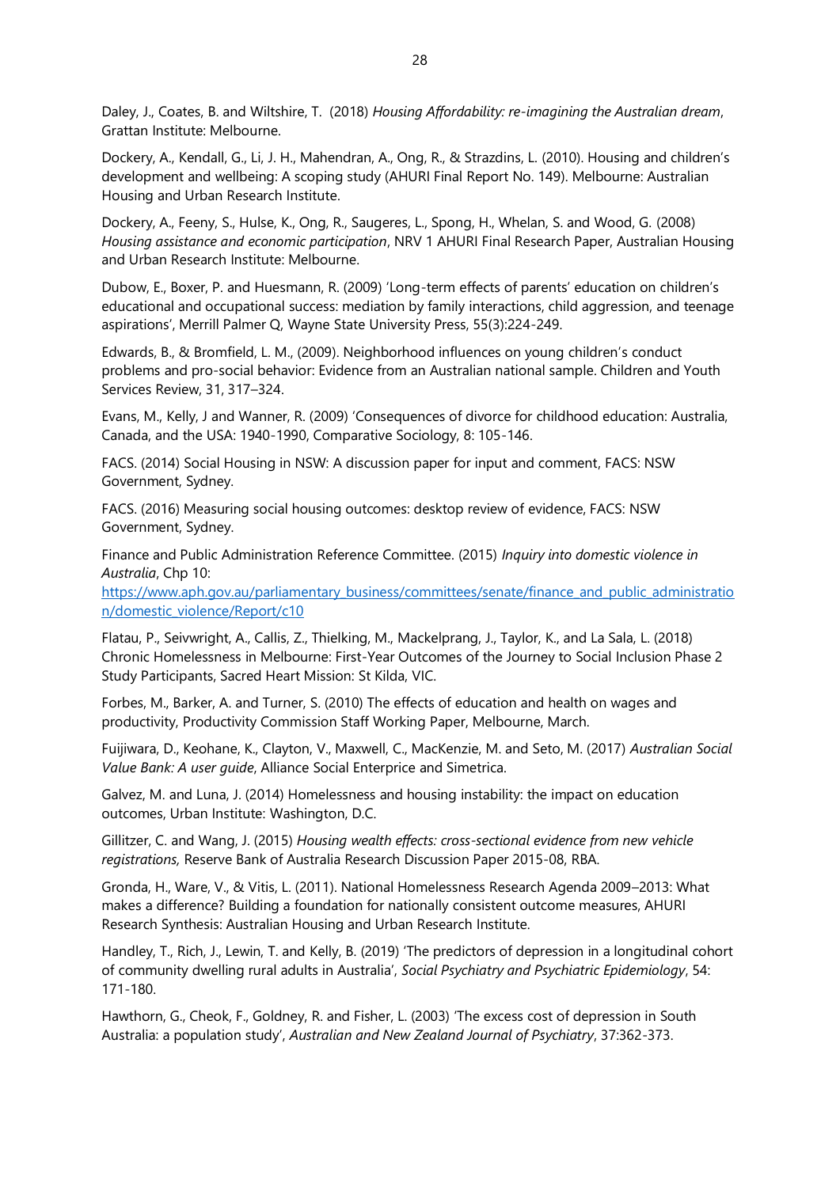Daley, J., Coates, B. and Wiltshire, T. (2018) *Housing Affordability: re-imagining the Australian dream*, Grattan Institute: Melbourne.

Dockery, A., Kendall, G., Li, J. H., Mahendran, A., Ong, R., & Strazdins, L. (2010). Housing and children's development and wellbeing: A scoping study (AHURI Final Report No. 149). Melbourne: Australian Housing and Urban Research Institute.

Dockery, A., Feeny, S., Hulse, K., Ong, R., Saugeres, L., Spong, H., Whelan, S. and Wood, G. (2008) *Housing assistance and economic participation*, NRV 1 AHURI Final Research Paper, Australian Housing and Urban Research Institute: Melbourne.

Dubow, E., Boxer, P. and Huesmann, R. (2009) 'Long-term effects of parents' education on children's educational and occupational success: mediation by family interactions, child aggression, and teenage aspirations', Merrill Palmer Q, Wayne State University Press, 55(3):224-249.

Edwards, B., & Bromfield, L. M., (2009). Neighborhood influences on young children's conduct problems and pro-social behavior: Evidence from an Australian national sample. Children and Youth Services Review, 31, 317–324.

Evans, M., Kelly, J and Wanner, R. (2009) 'Consequences of divorce for childhood education: Australia, Canada, and the USA: 1940-1990, Comparative Sociology, 8: 105-146.

FACS. (2014) Social Housing in NSW: A discussion paper for input and comment, FACS: NSW Government, Sydney.

FACS. (2016) Measuring social housing outcomes: desktop review of evidence, FACS: NSW Government, Sydney.

Finance and Public Administration Reference Committee. (2015) *Inquiry into domestic violence in Australia*, Chp 10: https://www.aph.gov.au/parliamentary_business/committees/senate/finance_and_public_administration/domestic_violence/Report/c10

Flatau, P., Seivwright, A., Callis, Z., Thielking, M., Mackelprang, J., Taylor, K., and La Sala, L. (2018) Chronic Homelessness in Melbourne: First-Year Outcomes of the Journey to Social Inclusion Phase 2 Study Participants, Sacred Heart Mission: St Kilda, VIC.

Forbes, M., Barker, A. and Turner, S. (2010) The effects of education and health on wages and productivity, Productivity Commission Staff Working Paper, Melbourne, March.

Fuijiwara, D., Keohane, K., Clayton, V., Maxwell, C., MacKenzie, M. and Seto, M. (2017) *Australian Social Value Bank: A user guide*, Alliance Social Enterprise and Simetrica.

Galvez, M. and Luna, J. (2014) Homelessness and housing instability: the impact on education outcomes, Urban Institute: Washington, D.C.

Gillitzer, C. and Wang, J. (2015) *Housing wealth effects: cross-sectional evidence from new vehicle registrations,* Reserve Bank of Australia Research Discussion Paper 2015-08, RBA.

Gronda, H., Ware, V., & Vitis, L. (2011). National Homelessness Research Agenda 2009–2013: What makes a difference? Building a foundation for nationally consistent outcome measures, AHURI Research Synthesis: Australian Housing and Urban Research Institute.

Handley, T., Rich, J., Lewin, T. and Kelly, B. (2019) 'The predictors of depression in a longitudinal cohort of community dwelling rural adults in Australia', *Social Psychiatry and Psychiatric Epidemiology*, 54: 171-180.

Hawthorn, G., Cheok, F., Goldney, R. and Fisher, L. (2003) 'The excess cost of depression in South Australia: a population study', *Australian and New Zealand Journal of Psychiatry*, 37:362-373.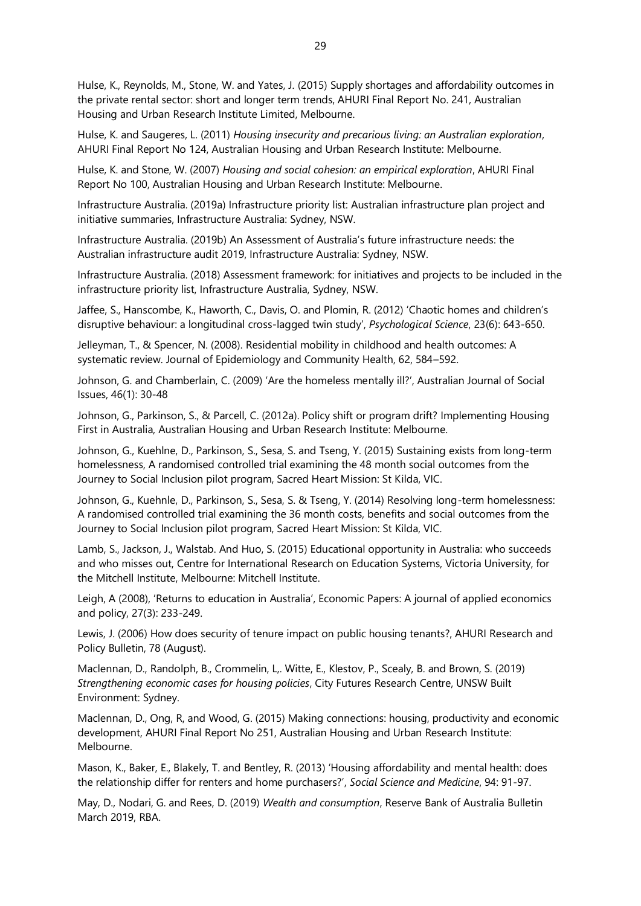Hulse, K., Reynolds, M., Stone, W. and Yates, J. (2015) Supply shortages and affordability outcomes in the private rental sector: short and longer term trends, AHURI Final Report No. 241, Australian Housing and Urban Research Institute Limited, Melbourne.

Hulse, K. and Saugeres, L. (2011) *Housing insecurity and precarious living: an Australian exploration*, AHURI Final Report No 124, Australian Housing and Urban Research Institute: Melbourne.

Hulse, K. and Stone, W. (2007) *Housing and social cohesion: an empirical exploration*, AHURI Final Report No 100, Australian Housing and Urban Research Institute: Melbourne.

Infrastructure Australia. (2019a) Infrastructure priority list: Australian infrastructure plan project and initiative summaries, Infrastructure Australia: Sydney, NSW.

Infrastructure Australia. (2019b) An Assessment of Australia's future infrastructure needs: the Australian infrastructure audit 2019, Infrastructure Australia: Sydney, NSW.

Infrastructure Australia. (2018) Assessment framework: for initiatives and projects to be included in the infrastructure priority list, Infrastructure Australia, Sydney, NSW.

Jaffee, S., Hanscombe, K., Haworth, C., Davis, O. and Plomin, R. (2012) 'Chaotic homes and children's disruptive behaviour: a longitudinal cross-lagged twin study', *Psychological Science*, 23(6): 643-650.

Jelleyman, T., & Spencer, N. (2008). Residential mobility in childhood and health outcomes: A systematic review. Journal of Epidemiology and Community Health, 62, 584–592.

Johnson, G. and Chamberlain, C. (2009) 'Are the homeless mentally ill?', Australian Journal of Social Issues, 46(1): 30-48

Johnson, G., Parkinson, S., & Parcell, C. (2012a). Policy shift or program drift? Implementing Housing First in Australia, Australian Housing and Urban Research Institute: Melbourne.

Johnson, G., Kuehlne, D., Parkinson, S., Sesa, S. and Tseng, Y. (2015) Sustaining exists from long-term homelessness, A randomised controlled trial examining the 48 month social outcomes from the Journey to Social Inclusion pilot program, Sacred Heart Mission: St Kilda, VIC.

Johnson, G., Kuehnle, D., Parkinson, S., Sesa, S. & Tseng, Y. (2014) Resolving long-term homelessness: A randomised controlled trial examining the 36 month costs, benefits and social outcomes from the Journey to Social Inclusion pilot program, Sacred Heart Mission: St Kilda, VIC.

Lamb, S., Jackson, J., Walstab. And Huo, S. (2015) Educational opportunity in Australia: who succeeds and who misses out, Centre for International Research on Education Systems, Victoria University, for the Mitchell Institute, Melbourne: Mitchell Institute.

Leigh, A (2008), 'Returns to education in Australia', Economic Papers: A journal of applied economics and policy, 27(3): 233-249.

Lewis, J. (2006) How does security of tenure impact on public housing tenants?, AHURI Research and Policy Bulletin, 78 (August).

Maclennan, D., Randolph, B., Crommelin, L,. Witte, E., Klestov, P., Scealy, B. and Brown, S. (2019) *Strengthening economic cases for housing policies*, City Futures Research Centre, UNSW Built Environment: Sydney.

Maclennan, D., Ong, R, and Wood, G. (2015) Making connections: housing, productivity and economic development, AHURI Final Report No 251, Australian Housing and Urban Research Institute: Melbourne.

Mason, K., Baker, E., Blakely, T. and Bentley, R. (2013) 'Housing affordability and mental health: does the relationship differ for renters and home purchasers?', *Social Science and Medicine*, 94: 91-97.

May, D., Nodari, G. and Rees, D. (2019) *Wealth and consumption*, Reserve Bank of Australia Bulletin March 2019, RBA.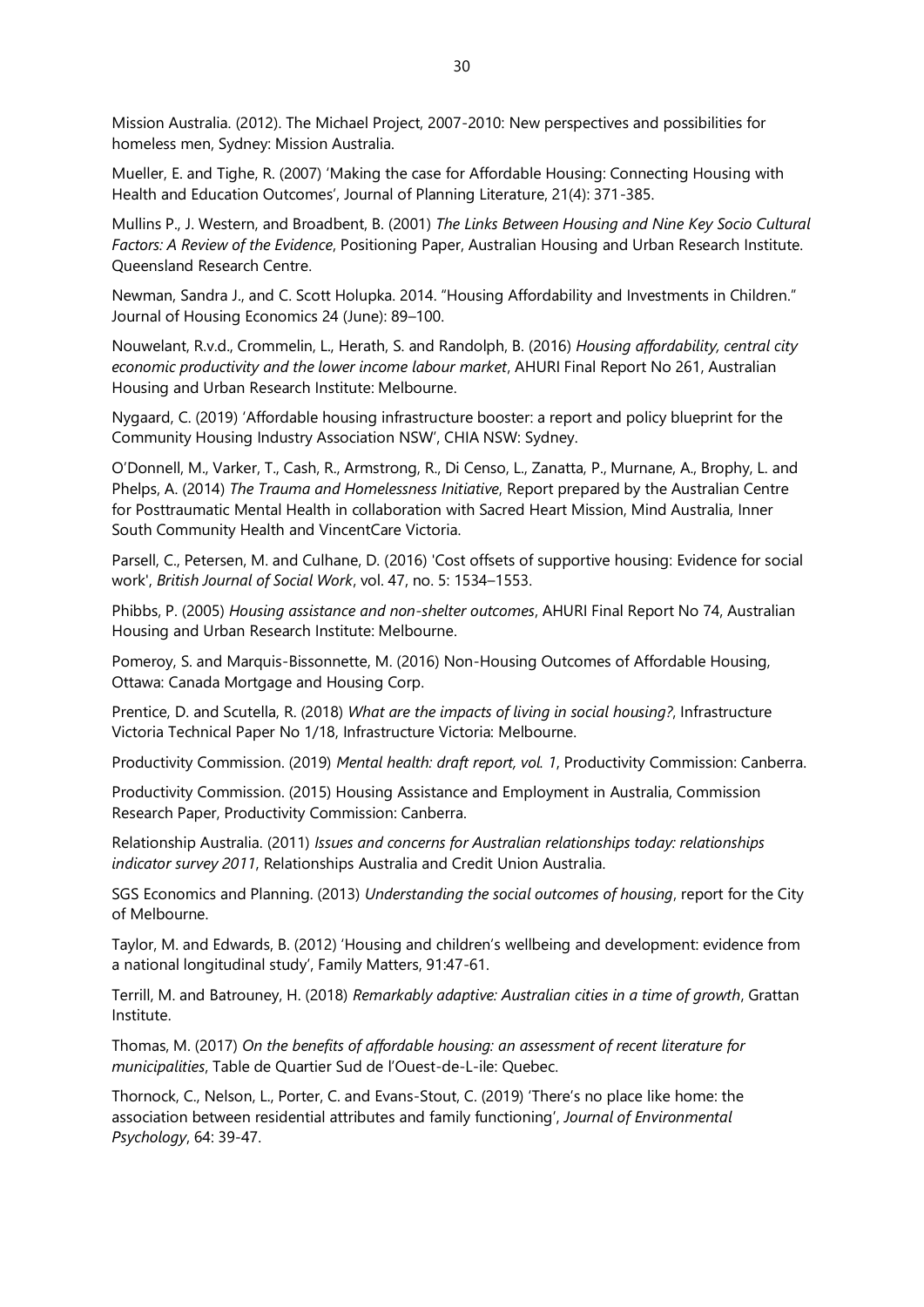Mission Australia. (2012). The Michael Project, 2007-2010: New perspectives and possibilities for homeless men, Sydney: Mission Australia.

Mueller, E. and Tighe, R. (2007) 'Making the case for Affordable Housing: Connecting Housing with Health and Education Outcomes', Journal of Planning Literature, 21(4): 371-385.

Mullins P., J. Western, and Broadbent, B. (2001) *The Links Between Housing and Nine Key Socio Cultural Factors: A Review of the Evidence*, Positioning Paper, Australian Housing and Urban Research Institute. Queensland Research Centre.

Newman, Sandra J., and C. Scott Holupka. 2014. "Housing Affordability and Investments in Children." Journal of Housing Economics 24 (June): 89–100.

Nouwelant, R.v.d., Crommelin, L., Herath, S. and Randolph, B. (2016) *Housing affordability, central city economic productivity and the lower income labour market*, AHURI Final Report No 261, Australian Housing and Urban Research Institute: Melbourne.

Nygaard, C. (2019) 'Affordable housing infrastructure booster: a report and policy blueprint for the Community Housing Industry Association NSW', CHIA NSW: Sydney.

O'Donnell, M., Varker, T., Cash, R., Armstrong, R., Di Censo, L., Zanatta, P., Murnane, A., Brophy, L. and Phelps, A. (2014) *The Trauma and Homelessness Initiative*, Report prepared by the Australian Centre for Posttraumatic Mental Health in collaboration with Sacred Heart Mission, Mind Australia, Inner South Community Health and VincentCare Victoria.

Parsell, C., Petersen, M. and Culhane, D. (2016) 'Cost offsets of supportive housing: Evidence for social work', *British Journal of Social Work*, vol. 47, no. 5: 1534–1553.

Phibbs, P. (2005) *Housing assistance and non-shelter outcomes*, AHURI Final Report No 74, Australian Housing and Urban Research Institute: Melbourne.

Pomeroy, S. and Marquis-Bissonnette, M. (2016) Non-Housing Outcomes of Affordable Housing, Ottawa: Canada Mortgage and Housing Corp.

Prentice, D. and Scutella, R. (2018) *What are the impacts of living in social housing?*, Infrastructure Victoria Technical Paper No 1/18, Infrastructure Victoria: Melbourne.

Productivity Commission. (2019) *Mental health: draft report, vol. 1*, Productivity Commission: Canberra.

Productivity Commission. (2015) Housing Assistance and Employment in Australia, Commission Research Paper, Productivity Commission: Canberra.

Relationship Australia. (2011) *Issues and concerns for Australian relationships today: relationships indicator survey 2011*, Relationships Australia and Credit Union Australia.

SGS Economics and Planning. (2013) *Understanding the social outcomes of housing*, report for the City of Melbourne.

Taylor, M. and Edwards, B. (2012) 'Housing and children's wellbeing and development: evidence from a national longitudinal study', Family Matters, 91:47-61.

Terrill, M. and Batrouney, H. (2018) *Remarkably adaptive: Australian cities in a time of growth*, Grattan Institute.

Thomas, M. (2017) *On the benefits of affordable housing: an assessment of recent literature for municipalities*, Table de Quartier Sud de l'Ouest-de-L-ile: Quebec.

Thornock, C., Nelson, L., Porter, C. and Evans-Stout, C. (2019) 'There's no place like home: the association between residential attributes and family functioning', *Journal of Environmental Psychology*, 64: 39-47.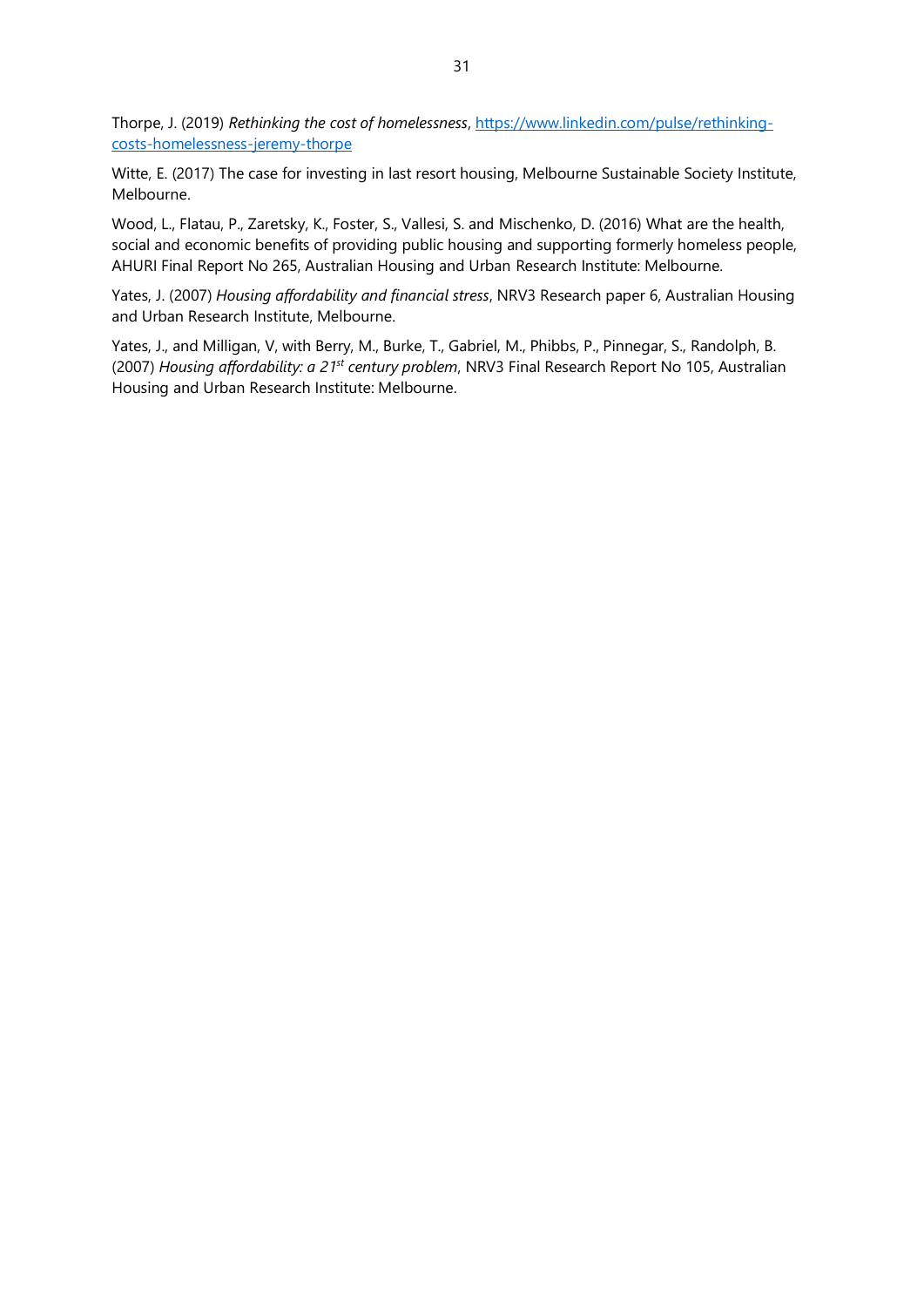Thorpe, J. (2019) *Rethinking the cost of homelessness*, [https://www.linkedin.com/pulse/rethinking-costs-homelessness-jeremy-thorpe](https://www.linkedin.com/pulse/rethinking-costs-homelessness-jeremy-thorpe)

Witte, E. (2017) The case for investing in last resort housing, Melbourne Sustainable Society Institute, Melbourne.

Wood, L., Flatau, P., Zaretsky, K., Foster, S., Vallesi, S. and Mischenko, D. (2016) What are the health, social and economic benefits of providing public housing and supporting formerly homeless people, AHURI Final Report No 265, Australian Housing and Urban Research Institute: Melbourne.

Yates, J. (2007) *Housing affordability and financial stress*, NRV3 Research paper 6, Australian Housing and Urban Research Institute, Melbourne.

Yates, J., and Milligan, V, with Berry, M., Burke, T., Gabriel, M., Phibbs, P., Pinnegar, S., Randolph, B. (2007) *Housing affordability: a 21st century problem*, NRV3 Final Research Report No 105, Australian Housing and Urban Research Institute: Melbourne.